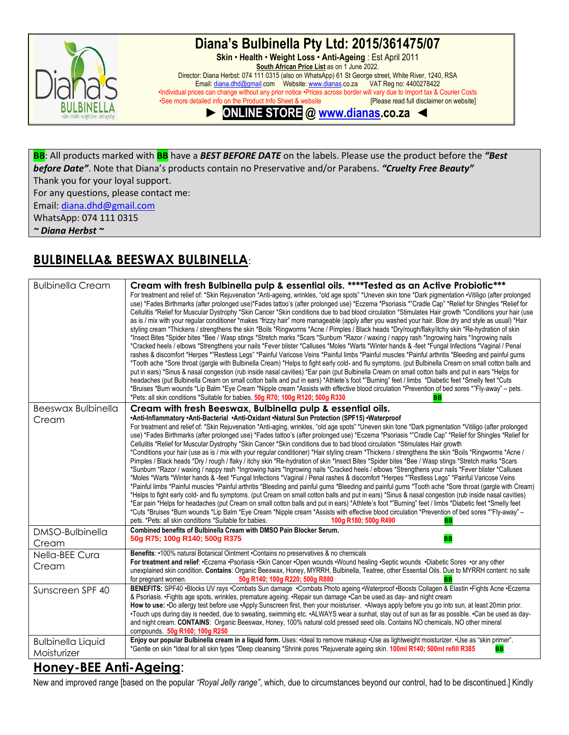# Diana's Bulbinella Pty Ltd: 2015/361475/07

**Skin • Health • Weight Loss • Anti-Ageing** : Est April 2011

**South African Price List** as on 1 June 2022.

Director: Diana Herbst: 074 111 0315 (also on WhatsApp) 61 St George street, White River, 1240, RSA

Email: diana.dhd@gmail.com Website: www.dianas.co.za VAT Reg no: 4400278422

•Individual prices can change without any prior notice •Prices across border will vary due to Import tax & Courier Costs

•See more detailed info on the Product Info Sheet & website [Please read full disclaimer on website]

► **ONLINE STORE @ www.dianas.co.za** ◄

---

**BB**: All products marked with **BB** have a ***BEST BEFORE DATE*** on the labels. Please use the product before the ***"Best before Date"***. Note that Diana's products contain no Preservative and/or Parabens. ***"Cruelty Free Beauty"***

Thank you for your loyal support.

For any questions, please contact me:

Email: diana.dhd@gmail.com

WhatsApp: 074 111 0315

***~ Diana Herbst ~***

## BULBINELLA& BEESWAX BULBINELLA:

| Product | Description |
|---|---|
| Bulbinella Cream | **Cream with fresh Bulbinella pulp & essential oils. ****Tested as an Active Probiotic***** For treatment and relief of: *Skin Rejuvenation *Anti-ageing, wrinkles, "old age spots" *Uneven skin tone *Dark pigmentation •Vitiligo (after prolonged use) *Fades Birthmarks (after prolonged use) *Fades tattoo's (after prolonged use) *Eczema *Psoriasis *"Cradle Cap" *Relief for Shingles *Relief for Cellulitis *Relief for Muscular Dystrophy *Skin Cancer *Skin conditions due to bad blood circulation *Stimulates Hair growth *Conditions your hair (use as is / mix with your regular conditioner *makes "frizzy hair" more manageable (apply after you washed your hair. Blow dry and style as usual) *Hair styling cream *Thickens / strengthens the skin *Boils *Ringworms *Acne / Pimples / Black heads *Dry/rough/flaky/itchy skin *Re-hydration of skin *Insect Bites *Spider bites *Bee / Wasp stings *Stretch marks *Scars *Sunburn *Razor / waxing / nappy rash *Ingrowing hairs *Ingrowing nails *Cracked heels / elbows *Strengthens your nails *Fever blister *Calluses *Moles *Warts *Winter hands & -feet *Fungal Infections *Vaginal / Penal rashes & discomfort *Herpes *"Restless Legs" *Painful Varicose Veins *Painful limbs *Painful muscles *Painful arthritis *Bleeding and painful gums *Tooth ache *Sore throat (gargle with Bulbinella Cream) *Helps to fight early cold- and flu symptoms. (put Bulbinella Cream on small cotton balls and put in ears) *Sinus & nasal congestion (rub inside nasal cavities) *Ear pain (put Bulbinella Cream on small cotton balls and put in ears *Helps for headaches (put Bulbinella Cream on small cotton balls and put in ears) *Athlete's foot *"Burning" feet / limbs *Diabetic feet *Smelly feet *Cuts *Bruises *Burn wounds *Lip Balm *Eye Cream *Nipple cream *Assists with effective blood circulation *Prevention of bed sores *"Fly-away" – pets. *Pets: all skin conditions *Suitable for babies. **50g R70; 100g R120; 500g R330** **BB** |
| Beeswax Bulbinella Cream | **Cream with fresh Beeswax, Bulbinella pulp & essential oils.** **•Anti-Inflammatory •Anti-Bacterial •Anti-Oxidant •Natural Sun Protection (SPF15) •Waterproof** For treatment and relief of: *Skin Rejuvenation *Anti-aging, wrinkles, "old age spots" *Uneven skin tone *Dark pigmentation *Vitiligo (after prolonged use) *Fades Birthmarks (after prolonged use) *Fades tattoo's (after prolonged use) *Eczema *Psoriasis *"Cradle Cap" *Relief for Shingles *Relief for Cellulitis *Relief for Muscular Dystrophy *Skin Cancer *Skin conditions due to bad blood circulation *Stimulates Hair growth *Conditions your hair (use as is / mix with your regular conditioner) *Hair styling cream *Thickens / strengthens the skin *Boils *Ringworms *Acne / Pimples / Black heads *Dry / rough / flaky / itchy skin *Re-hydration of skin *Insect Bites *Spider bites *Bee / Wasp stings *Stretch marks *Scars *Sunburn *Razor / waxing / nappy rash *Ingrowing hairs *Ingrowing nails *Cracked heels / elbows *Strengthens your nails *Fever blister *Calluses *Moles *Warts *Winter hands & -feet *Fungal Infections *Vaginal / Penal rashes & discomfort *Herpes *"Restless Legs" *Painful Varicose Veins *Painful limbs *Painful muscles *Painful arthritis *Bleeding and painful gums *Bleeding and painful gums *Tooth ache *Sore throat (gargle with Cream) *Helps to fight early cold- and flu symptoms. (put Cream on small cotton balls and put in ears) *Sinus & nasal congestion (rub inside nasal cavities) *Ear pain *Helps for headaches (put Cream on small cotton balls and put in ears) *Athlete's foot *"Burning" feet / limbs *Diabetic feet *Smelly feet *Cuts *Bruises *Burn wounds *Lip Balm *Eye Cream *Nipple cream *Assists with effective blood circulation *Prevention of bed sores *"Fly-away" – pets. *Pets: all skin conditions *Suitable for babies. **100g R180; 500g R490** **BB** |
| DMSO-Bulbinella Cream | **Combined benefits of Bulbinella Cream with DMSO Pain Blocker Serum.** **50g R75; 100g R140; 500g R375** **BB** |
| Nella-BEE Cura Cream | **Benefits**: •100% natural Botanical Ointment •Contains no preservatives & no chemicals **For treatment and relief**: •Eczema •Psoriasis •Skin Cancer •Open wounds •Wound healing •Septic wounds •Diabetic Sores •or any other unexplained skin condition. **Contains**: Organic Beeswax, Honey, MYRRH, Bulbinella, Teatree, other Essential Oils. Due to MYRRH content: no safe for pregnant women. **50g R140; 100g R220; 500g R880** **BB** |
| Sunscreen SPF 40 | **BENEFITS:** SPF40 •Blocks UV rays •Combats Sun damage •Combats Photo ageing •Waterproof •Boosts Collagen & Elastin •Fights Acne •Eczema & Psoriasis. •Fights age spots, wrinkles, premature ageing. •Repair sun damage •Can be used as day- and night cream **How to use:** •Do allergy test before use •Apply Sunscreen first, then your moisturiser. •Always apply before you go into sun, at least 20min prior. •Touch ups during day is needed, due to sweating, swimming etc. •ALWAYS wear a sunhat, stay out of sun as far as possible. •Can be used as day- and night cream. **CONTAINS**: Organic Beeswax, Honey, 100% natural cold pressed seed oils. Contains NO chemicals, NO other mineral compounds. **50g R160; 100g R250** |
| Bulbinella Liquid Moisturizer | **Enjoy our popular Bulbinella cream in a liquid form.** Uses: •Ideal to remove makeup •Use as lightweight moisturizer. •Use as "skin primer". *Gentle on skin *Ideal for all skin types *Deep cleansing *Shrink pores *Rejuvenate ageing skin. **100ml R140; 500ml refill R385** **BB** |

## Honey-BEE Anti-Ageing:

New and improved range [based on the popular *"Royal Jelly range"*, which, due to circumstances beyond our control, had to be discontinued.] Kindly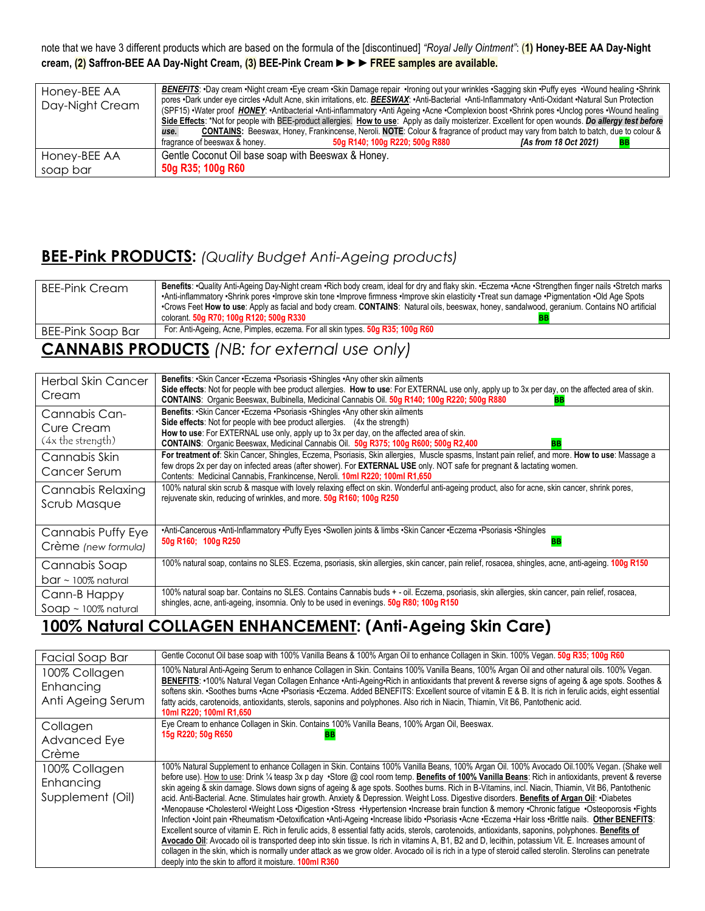note that we have 3 different products which are based on the formula of the [discontinued] *"Royal Jelly Ointment"*: (**1) Honey-BEE AA Day-Night cream, (2) Saffron-BEE AA Day-Night Cream, (3) BEE-Pink Cream ►►► FREE samples are available.**

| Product | Description |
|---|---|
| Honey-BEE AA Day-Night Cream | ***BENEFITS***: •Day cream •Night cream •Eye cream •Skin Damage repair •Ironing out your wrinkles •Sagging skin •Puffy eyes •Wound healing •Shrink pores •Dark under eye circles •Adult Acne, skin irritations, etc. ***BEESWAX***: •Anti-Bacterial •Anti-Inflammatory •Anti-Oxidant •Natural Sun Protection (SPF15) •Water proof ***HONEY***: •Antibacterial •Anti-inflammatory •Anti Ageing •Acne •Complexion boost •Shrink pores •Unclog pores •Wound healing **Side Effects**: \*Not for people with BEE-product allergies. **How to use**: Apply as daily moisterizer. Excellent for open wounds. ***Do allergy test before use.*** **CONTAINS:** Beeswax, Honey, Frankincense, Neroli. **NOTE**: Colour & fragrance of product may vary from batch to batch, due to colour & fragrance of beeswax & honey. **50g R140; 100g R220; 500g R880** ***[As from 18 Oct 2021)*** **BB** |
| Honey-BEE AA soap bar | Gentle Coconut Oil base soap with Beeswax & Honey. **50g R35; 100g R60** |

## BEE-Pink PRODUCTS: *(Quality Budget Anti-Ageing products)*

| Product | Description |
|---|---|
| BEE-Pink Cream | **Benefits**: •Quality Anti-Ageing Day-Night cream •Rich body cream, ideal for dry and flaky skin. •Eczema •Acne •Strengthen finger nails •Stretch marks •Anti-inflammatory •Shrink pores •Improve skin tone •Improve firmness •Improve skin elasticity •Treat sun damage •Pigmentation •Old Age Spots •Crows Feet **How to use**: Apply as facial and body cream. **CONTAINS**: Natural oils, beeswax, honey, sandalwood, geranium. Contains NO artificial colorant. **50g R70; 100g R120; 500g R330** **BB** |
| BEE-Pink Soap Bar | For: Anti-Ageing, Acne, Pimples, eczema. For all skin types. **50g R35; 100g R60** |

## CANNABIS PRODUCTS *(NB: for external use only)*

| Product | Description |
|---|---|
| Herbal Skin Cancer Cream | **Benefits**: •Skin Cancer •Eczema •Psoriasis •Shingles •Any other skin ailments **Side effects**: Not for people with bee product allergies. **How to use**: For EXTERNAL use only, apply up to 3x per day, on the affected area of skin. **CONTAINS**: Organic Beeswax, Bulbinella, Medicinal Cannabis Oil. **50g R140; 100g R220; 500g R880** **BB** |
| Cannabis Can-Cure Cream (4x the strength) | **Benefits**: •Skin Cancer •Eczema •Psoriasis •Shingles •Any other skin ailments **Side effects**: Not for people with bee product allergies. (4x the strength) **How to use**: For EXTERNAL use only, apply up to 3x per day, on the affected area of skin. **CONTAINS**: Organic Beeswax, Medicinal Cannabis Oil. **50g R375; 100g R600; 500g R2,400** **BB** |
| Cannabis Skin Cancer Serum | **For treatment of**: Skin Cancer, Shingles, Eczema, Psoriasis, Skin allergies, Muscle spasms, Instant pain relief, and more. **How to use**: Massage a few drops 2x per day on infected areas (after shower). For **EXTERNAL USE** only. NOT safe for pregnant & lactating women. Contents: Medicinal Cannabis, Frankincense, Neroli. **10ml R220; 100ml R1,650** |
| Cannabis Relaxing Scrub Masque | 100% natural skin scrub & masque with lovely relaxing effect on skin. Wonderful anti-ageing product, also for acne, skin cancer, shrink pores, rejuvenate skin, reducing of wrinkles, and more. **50g R160; 100g R250** |
| Cannabis Puffy Eye Crème *(new formula)* | •Anti-Cancerous •Anti-Inflammatory •Puffy Eyes •Swollen joints & limbs •Skin Cancer •Eczema •Psoriasis •Shingles **50g R160; 100g R250** **BB** |
| Cannabis Soap bar ~ 100% natural | 100% natural soap, contains no SLES. Eczema, psoriasis, skin allergies, skin cancer, pain relief, rosacea, shingles, acne, anti-ageing. **100g R150** |
| Cann-B Happy Soap ~ 100% natural | 100% natural soap bar. Contains no SLES. Contains Cannabis buds + - oil. Eczema, psoriasis, skin allergies, skin cancer, pain relief, rosacea, shingles, acne, anti-ageing, insomnia. Only to be used in evenings. **50g R80; 100g R150** |

## 100% Natural COLLAGEN ENHANCEMENT: (Anti-Ageing Skin Care)

| Product | Description |
|---|---|
| Facial Soap Bar | Gentle Coconut Oil base soap with 100% Vanilla Beans & 100% Argan Oil to enhance Collagen in Skin. 100% Vegan. **50g R35; 100g R60** |
| 100% Collagen Enhancing Anti Ageing Serum | 100% Natural Anti-Ageing Serum to enhance Collagen in Skin. Contains 100% Vanilla Beans, 100% Argan Oil and other natural oils. 100% Vegan. **BENEFITS**: •100% Natural Vegan Collagen Enhance •Anti-Ageing•Rich in antioxidants that prevent & reverse signs of ageing & age spots. Soothes & softens skin. •Soothes burns •Acne •Psoriasis •Eczema. Added BENEFITS: Excellent source of vitamin E & B. It is rich in ferulic acids, eight essential fatty acids, carotenoids, antioxidants, sterols, saponins and polyphones. Also rich in Niacin, Thiamin, Vit B6, Pantothenic acid. **10ml R220; 100ml R1,650** |
| Collagen Advanced Eye Crème | Eye Cream to enhance Collagen in Skin. Contains 100% Vanilla Beans, 100% Argan Oil, Beeswax. **15g R220; 50g R650** **BB** |
| 100% Collagen Enhancing Supplement (Oil) | 100% Natural Supplement to enhance Collagen in Skin. Contains 100% Vanilla Beans, 100% Argan Oil. 100% Avocado Oil.100% Vegan. (Shake well before use). How to use: Drink ¼ teasp 3x p day •Store @ cool room temp. **Benefits of 100% Vanilla Beans**: Rich in antioxidants, prevent & reverse skin ageing & skin damage. Slows down signs of ageing & age spots. Soothes burns. Rich in B-Vitamins, incl. Niacin, Thiamin, Vit B6, Pantothenic acid. Anti-Bacterial. Acne. Stimulates hair growth. Anxiety & Depression. Weight Loss. Digestive disorders. **Benefits of Argan Oil**: •Diabetes •Menopause •Cholesterol •Weight Loss •Digestion •Stress •Hypertension •Increase brain function & memory •Chronic fatigue •Osteoporosis •Fights Infection •Joint pain •Rheumatism •Detoxification •Anti-Ageing •Increase libido •Psoriasis •Acne •Eczema •Hair loss •Brittle nails. **Other BENEFITS**: Excellent source of vitamin E. Rich in ferulic acids, 8 essential fatty acids, sterols, carotenoids, antioxidants, saponins, polyphones. **Benefits of Avocado Oil**: Avocado oil is transported deep into skin tissue. Is rich in vitamins A, B1, B2 and D, lecithin, potassium Vit. E. Increases amount of collagen in the skin, which is normally under attack as we grow older. Avocado oil is rich in a type of steroid called sterolin. Sterolins can penetrate deeply into the skin to afford it moisture. **100ml R360** |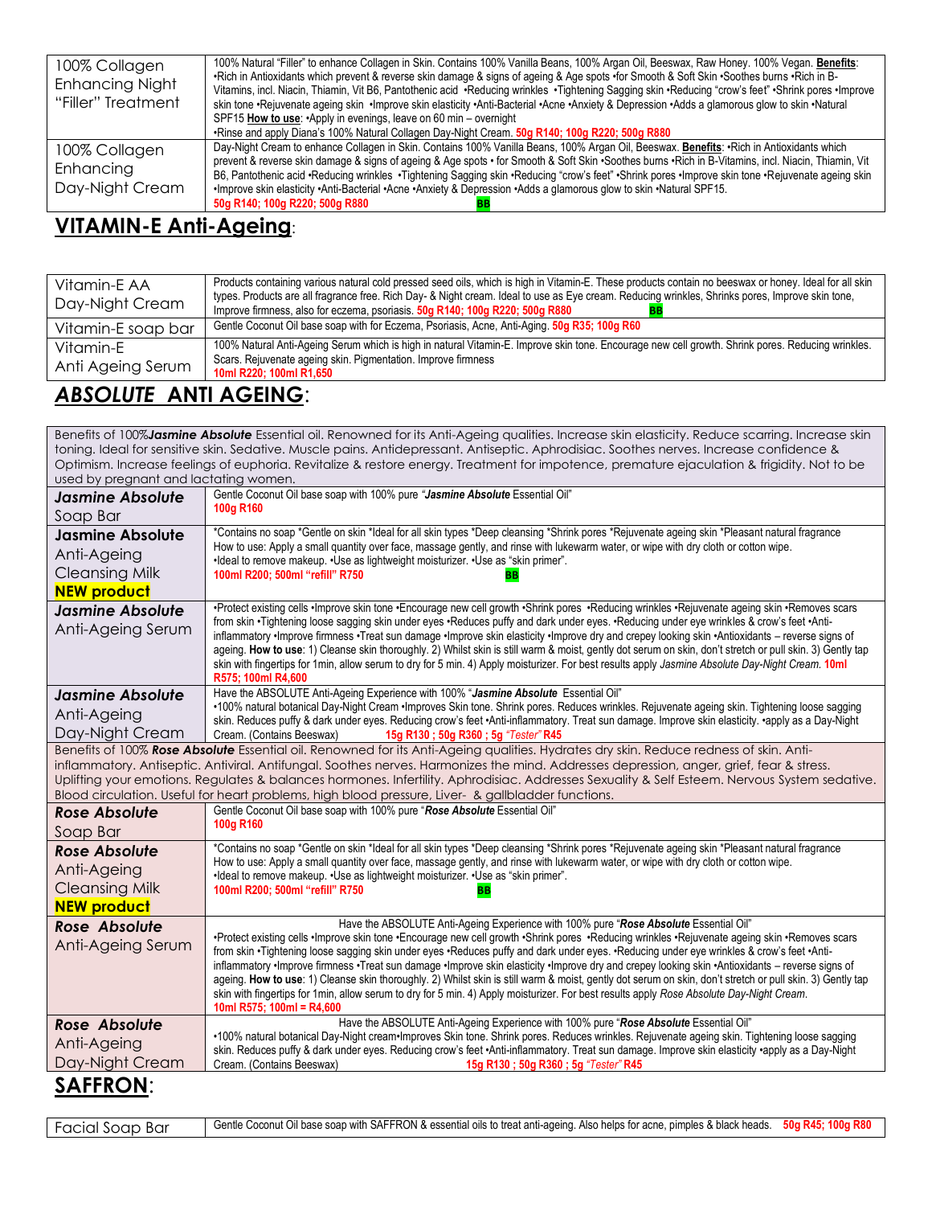| | |
|---|---|
| 100% Collagen Enhancing Night "Filler" Treatment | 100% Natural "Filler" to enhance Collagen in Skin. Contains 100% Vanilla Beans, 100% Argan Oil, Beeswax, Raw Honey. 100% Vegan. **Benefits**: •Rich in Antioxidants which prevent & reverse skin damage & signs of ageing & Age spots •for Smooth & Soft Skin •Soothes burns •Rich in B-Vitamins, incl. Niacin, Thiamin, Vit B6, Pantothenic acid •Reducing wrinkles •Tightening Sagging skin •Reducing "crow's feet" •Shrink pores •Improve skin tone •Rejuvenate ageing skin •Improve skin elasticity •Anti-Bacterial •Acne •Anxiety & Depression •Adds a glamorous glow to skin •Natural SPF15 **How to use**: •Apply in evenings, leave on 60 min – overnight •Rinse and apply Diana's 100% Natural Collagen Day-Night Cream. 50g R140; 100g R220; 500g R880 |
| 100% Collagen Enhancing Day-Night Cream | Day-Night Cream to enhance Collagen in Skin. Contains 100% Vanilla Beans, 100% Argan Oil, Beeswax. **Benefits**: •Rich in Antioxidants which prevent & reverse skin damage & signs of ageing & Age spots • for Smooth & Soft Skin •Soothes burns •Rich in B-Vitamins, incl. Niacin, Thiamin, Vit B6, Pantothenic acid •Reducing wrinkles •Tightening Sagging skin •Reducing "crow's feet" •Shrink pores •Improve skin tone •Rejuvenate ageing skin •Improve skin elasticity •Anti-Bacterial •Acne •Anxiety & Depression •Adds a glamorous glow to skin •Natural SPF15. 50g R140; 100g R220; 500g R880 BB |

## VITAMIN-E Anti-Ageing:

| | |
|---|---|
| Vitamin-E AA Day-Night Cream | Products containing various natural cold pressed seed oils, which is high in Vitamin-E. These products contain no beeswax or honey. Ideal for all skin types. Products are all fragrance free. Rich Day- & Night cream. Ideal to use as Eye cream. Reducing wrinkles, Shrinks pores, Improve skin tone, Improve firmness, also for eczema, psoriasis. 50g R140; 100g R220; 500g R880 BB |
| Vitamin-E soap bar | Gentle Coconut Oil base soap with for Eczema, Psoriasis, Acne, Anti-Aging. 50g R35; 100g R60 |
| Vitamin-E Anti Ageing Serum | 100% Natural Anti-Ageing Serum which is high in natural Vitamin-E. Improve skin tone. Encourage new cell growth. Shrink pores. Reducing wrinkles. Scars. Rejuvenate ageing skin. Pigmentation. Improve firmness 10ml R220; 100ml R1,650 |

## *ABSOLUTE* ANTI AGEING:

Benefits of 100%***Jasmine Absolute*** Essential oil. Renowned for its Anti-Ageing qualities. Increase skin elasticity. Reduce scarring. Increase skin toning. Ideal for sensitive skin. Sedative. Muscle pains. Antidepressant. Antiseptic. Aphrodisiac. Soothes nerves. Increase confidence & Optimism. Increase feelings of euphoria. Revitalize & restore energy. Treatment for impotence, premature ejaculation & frigidity. Not to be used by pregnant and lactating women.

| | |
|---|---|
| ***Jasmine Absolute*** Soap Bar | Gentle Coconut Oil base soap with 100% pure "***Jasmine Absolute*** Essential Oil" 100g R160 |
| ***Jasmine Absolute*** Anti-Ageing Cleansing Milk **NEW product** | *Contains no soap *Gentle on skin *Ideal for all skin types *Deep cleansing *Shrink pores *Rejuvenate ageing skin *Pleasant natural fragrance How to use: Apply a small quantity over face, massage gently, and rinse with lukewarm water, or wipe with dry cloth or cotton wipe. •Ideal to remove makeup. •Use as lightweight moisturizer. •Use as "skin primer". 100ml R200; 500ml "refill" R750 BB |
| ***Jasmine Absolute*** Anti-Ageing Serum | •Protect existing cells •Improve skin tone •Encourage new cell growth •Shrink pores •Reducing wrinkles •Rejuvenate ageing skin •Removes scars from skin •Tightening loose sagging skin under eyes •Reduces puffy and dark under eyes. •Reducing under eye wrinkles & crow's feet •Anti-inflammatory •Improve firmness •Treat sun damage •Improve skin elasticity •Improve dry and crepey looking skin •Antioxidants – reverse signs of ageing. **How to use**: 1) Cleanse skin thoroughly. 2) Whilst skin is still warm & moist, gently dot serum on skin, don't stretch or pull skin. 3) Gently tap skin with fingertips for 1min, allow serum to dry for 5 min. 4) Apply moisturizer. For best results apply *Jasmine Absolute Day-Night Cream.* 10ml R575; 100ml R4,600 |
| ***Jasmine Absolute*** Anti-Ageing Day-Night Cream | Have the ABSOLUTE Anti-Ageing Experience with 100% "***Jasmine Absolute*** Essential Oil" •100% natural botanical Day-Night Cream •Improves Skin tone. Shrink pores. Reduces wrinkles. Rejuvenate ageing skin. Tightening loose sagging skin. Reduces puffy & dark under eyes. Reducing crow's feet •Anti-inflammatory. Treat sun damage. Improve skin elasticity. •apply as a Day-Night Cream. (Contains Beeswax) 15g R130 ; 50g R360 ; 5g *"Tester"* R45 |

Benefits of 100% ***Rose Absolute*** Essential oil. Renowned for its Anti-Ageing qualities. Hydrates dry skin. Reduce redness of skin. Anti-inflammatory. Antiseptic. Antiviral. Antifungal. Soothes nerves. Harmonizes the mind. Addresses depression, anger, grief, fear & stress. Uplifting your emotions. Regulates & balances hormones. Infertility. Aphrodisiac. Addresses Sexuality & Self Esteem. Nervous System sedative. Blood circulation. Useful for heart problems, high blood pressure, Liver- & gallbladder functions.

| | |
|---|---|
| ***Rose Absolute*** Soap Bar | Gentle Coconut Oil base soap with 100% pure "***Rose Absolute*** Essential Oil" 100g R160 |
| ***Rose Absolute*** Anti-Ageing Cleansing Milk **NEW product** | *Contains no soap *Gentle on skin *Ideal for all skin types *Deep cleansing *Shrink pores *Rejuvenate ageing skin *Pleasant natural fragrance How to use: Apply a small quantity over face, massage gently, and rinse with lukewarm water, or wipe with dry cloth or cotton wipe. •Ideal to remove makeup. •Use as lightweight moisturizer. •Use as "skin primer". 100ml R200; 500ml "refill" R750 BB |
| ***Rose Absolute*** Anti-Ageing Serum | Have the ABSOLUTE Anti-Ageing Experience with 100% pure "***Rose Absolute*** Essential Oil" •Protect existing cells •Improve skin tone •Encourage new cell growth •Shrink pores •Reducing wrinkles •Rejuvenate ageing skin •Removes scars from skin •Tightening loose sagging skin under eyes •Reduces puffy and dark under eyes. •Reducing under eye wrinkles & crow's feet •Anti-inflammatory •Improve firmness •Treat sun damage •Improve skin elasticity •Improve dry and crepey looking skin •Antioxidants – reverse signs of ageing. **How to use**: 1) Cleanse skin thoroughly. 2) Whilst skin is still warm & moist, gently dot serum on skin, don't stretch or pull skin. 3) Gently tap skin with fingertips for 1min, allow serum to dry for 5 min. 4) Apply moisturizer. For best results apply *Rose Absolute Day-Night Cream.* 10ml R575; 100ml = R4,600 |
| ***Rose Absolute*** Anti-Ageing Day-Night Cream | Have the ABSOLUTE Anti-Ageing Experience with 100% pure "***Rose Absolute*** Essential Oil" •100% natural botanical Day-Night cream•Improves Skin tone. Shrink pores. Reduces wrinkles. Rejuvenate ageing skin. Tightening loose sagging skin. Reduces puffy & dark under eyes. Reducing crow's feet •Anti-inflammatory. Treat sun damage. Improve skin elasticity •apply as a Day-Night Cream. (Contains Beeswax) 15g R130 ; 50g R360 ; 5g *"Tester"* R45 |

## SAFFRON:

| | |
|---|---|
| Facial Soap Bar | Gentle Coconut Oil base soap with SAFFRON & essential oils to treat anti-ageing. Also helps for acne, pimples & black heads. 50g R45; 100g R80 |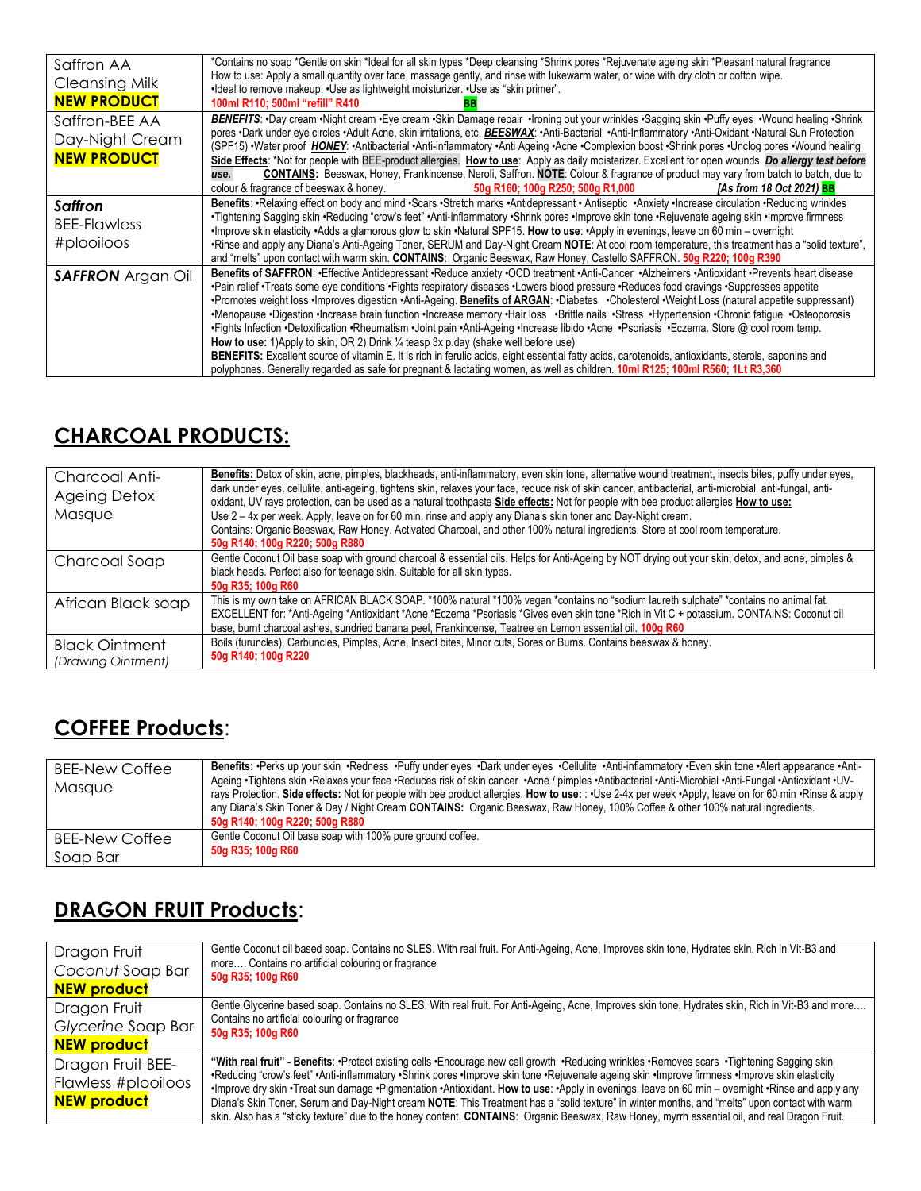| | |
|---|---|
| Saffron AA Cleansing Milk **NEW PRODUCT** | *Contains no soap *Gentle on skin *Ideal for all skin types *Deep cleansing *Shrink pores *Rejuvenate ageing skin *Pleasant natural fragrance How to use: Apply a small quantity over face, massage gently, and rinse with lukewarm water, or wipe with dry cloth or cotton wipe. •Ideal to remove makeup. •Use as lightweight moisturizer. •Use as "skin primer". **100ml R110; 500ml "refill" R410** **BB** |
| Saffron-BEE AA Day-Night Cream **NEW PRODUCT** | ***BENEFITS***: •Day cream •Night cream •Eye cream •Skin Damage repair •Ironing out your wrinkles •Sagging skin •Puffy eyes •Wound healing •Shrink pores •Dark under eye circles •Adult Acne, skin irritations, etc. ***BEESWAX***: •Anti-Bacterial •Anti-Inflammatory •Anti-Oxidant •Natural Sun Protection (SPF15) •Water proof ***HONEY***: •Antibacterial •Anti-inflammatory •Anti Ageing •Acne •Complexion boost •Shrink pores •Unclog pores •Wound healing **Side Effects**: *Not for people with BEE-product allergies. **How to use**: Apply as daily moisterizer. Excellent for open wounds. ***Do allergy test before use.*** **CONTAINS:** Beeswax, Honey, Frankincense, Neroli, Saffron. **NOTE**: Colour & fragrance of product may vary from batch to batch, due to colour & fragrance of beeswax & honey. **50g R160; 100g R250; 500g R1,000** ***[As from 18 Oct 2021]*** **BB** |
| ***Saffron*** BEE-Flawless #plooiloos | **Benefits**: •Relaxing effect on body and mind •Scars •Stretch marks •Antidepressant • Antiseptic •Anxiety •Increase circulation •Reducing wrinkles •Tightening Sagging skin •Reducing "crow's feet" •Anti-inflammatory •Shrink pores •Improve skin tone •Rejuvenate ageing skin •Improve firmness •Improve skin elasticity •Adds a glamorous glow to skin •Natural SPF15. **How to use**: •Apply in evenings, leave on 60 min – overnight •Rinse and apply any Diana's Anti-Ageing Toner, SERUM and Day-Night Cream **NOTE**: At cool room temperature, this treatment has a "solid texture", and "melts" upon contact with warm skin. **CONTAINS**: Organic Beeswax, Raw Honey, Castello SAFFRON. **50g R220; 100g R390** |
| ***SAFFRON*** Argan Oil | **Benefits of SAFFRON**: •Effective Antidepressant •Reduce anxiety •OCD treatment •Anti-Cancer •Alzheimers •Antioxidant •Prevents heart disease •Pain relief •Treats some eye conditions •Fights respiratory diseases •Lowers blood pressure •Reduces food cravings •Suppresses appetite •Promotes weight loss •Improves digestion •Anti-Ageing. **Benefits of ARGAN**: •Diabetes •Cholesterol •Weight Loss (natural appetite suppressant) •Menopause •Digestion •Increase brain function •Increase memory •Hair loss •Brittle nails •Stress •Hypertension •Chronic fatigue •Osteoporosis •Fights Infection •Detoxification •Rheumatism •Joint pain •Anti-Ageing •Increase libido •Acne •Psoriasis •Eczema. Store @ cool room temp. **How to use:** 1)Apply to skin, OR 2) Drink ¼ teasp 3x p.day (shake well before use) **BENEFITS:** Excellent source of vitamin E. It is rich in ferulic acids, eight essential fatty acids, carotenoids, antioxidants, sterols, saponins and polyphones. Generally regarded as safe for pregnant & lactating women, as well as children. **10ml R125; 100ml R560; 1Lt R3,360** |

## CHARCOAL PRODUCTS:

| | |
|---|---|
| Charcoal Anti-Ageing Detox Masque | **Benefits:** Detox of skin, acne, pimples, blackheads, anti-inflammatory, even skin tone, alternative wound treatment, insects bites, puffy under eyes, dark under eyes, cellulite, anti-ageing, tightens skin, relaxes your face, reduce risk of skin cancer, antibacterial, anti-microbial, anti-fungal, anti-oxidant, UV rays protection, can be used as a natural toothpaste **Side effects:** Not for people with bee product allergies **How to use:** Use 2 – 4x per week. Apply, leave on for 60 min, rinse and apply any Diana's skin toner and Day-Night cream. Contains: Organic Beeswax, Raw Honey, Activated Charcoal, and other 100% natural ingredients. Store at cool room temperature. **50g R140; 100g R220; 500g R880** |
| Charcoal Soap | Gentle Coconut Oil base soap with ground charcoal & essential oils. Helps for Anti-Ageing by NOT drying out your skin, detox, and acne, pimples & black heads. Perfect also for teenage skin. Suitable for all skin types. **50g R35; 100g R60** |
| African Black soap | This is my own take on AFRICAN BLACK SOAP. *100% natural *100% vegan *contains no "sodium laureth sulphate" *contains no animal fat. EXCELLENT for: *Anti-Ageing *Antioxidant *Acne *Eczema *Psoriasis *Gives even skin tone *Rich in Vit C + potassium. CONTAINS: Coconut oil base, burnt charcoal ashes, sundried banana peel, Frankincense, Teatree en Lemon essential oil. **100g R60** |
| Black Ointment *(Drawing Ointment)* | Boils (furuncles), Carbuncles, Pimples, Acne, Insect bites, Minor cuts, Sores or Burns. Contains beeswax & honey. **50g R140; 100g R220** |

## COFFEE Products:

| | |
|---|---|
| BEE-New Coffee Masque | **Benefits:** •Perks up your skin •Redness •Puffy under eyes •Dark under eyes •Cellulite •Anti-inflammatory •Even skin tone •Alert appearance •Anti-Ageing •Tightens skin •Relaxes your face •Reduces risk of skin cancer •Acne / pimples •Antibacterial •Anti-Microbial •Anti-Fungal •Antioxidant •UV-rays Protection. **Side effects:** Not for people with bee product allergies. **How to use:** : •Use 2-4x per week •Apply, leave on for 60 min •Rinse & apply any Diana's Skin Toner & Day / Night Cream **CONTAINS:** Organic Beeswax, Raw Honey, 100% Coffee & other 100% natural ingredients. **50g R140; 100g R220; 500g R880** |
| BEE-New Coffee Soap Bar | Gentle Coconut Oil base soap with 100% pure ground coffee. **50g R35; 100g R60** |

## DRAGON FRUIT Products:

| | |
|---|---|
| Dragon Fruit *Coconut* Soap Bar **NEW product** | Gentle Coconut oil based soap. Contains no SLES. With real fruit. For Anti-Ageing, Acne, Improves skin tone, Hydrates skin, Rich in Vit-B3 and more…. Contains no artificial colouring or fragrance **50g R35; 100g R60** |
| Dragon Fruit *Glycerine* Soap Bar **NEW product** | Gentle Glycerine based soap. Contains no SLES. With real fruit. For Anti-Ageing, Acne, Improves skin tone, Hydrates skin, Rich in Vit-B3 and more…. Contains no artificial colouring or fragrance **50g R35; 100g R60** |
| Dragon Fruit BEE-Flawless #plooiloos **NEW product** | **"With real fruit" - Benefits**: •Protect existing cells •Encourage new cell growth •Reducing wrinkles •Removes scars •Tightening Sagging skin •Reducing "crow's feet" •Anti-inflammatory •Shrink pores •Improve skin tone •Rejuvenate ageing skin •Improve firmness •Improve skin elasticity •Improve dry skin •Treat sun damage •Pigmentation •Antioxidant. **How to use**: •Apply in evenings, leave on 60 min – overnight •Rinse and apply any Diana's Skin Toner, Serum and Day-Night cream **NOTE**: This Treatment has a "solid texture" in winter months, and "melts" upon contact with warm skin. Also has a "sticky texture" due to the honey content. **CONTAINS**: Organic Beeswax, Raw Honey, myrrh essential oil, and real Dragon Fruit. |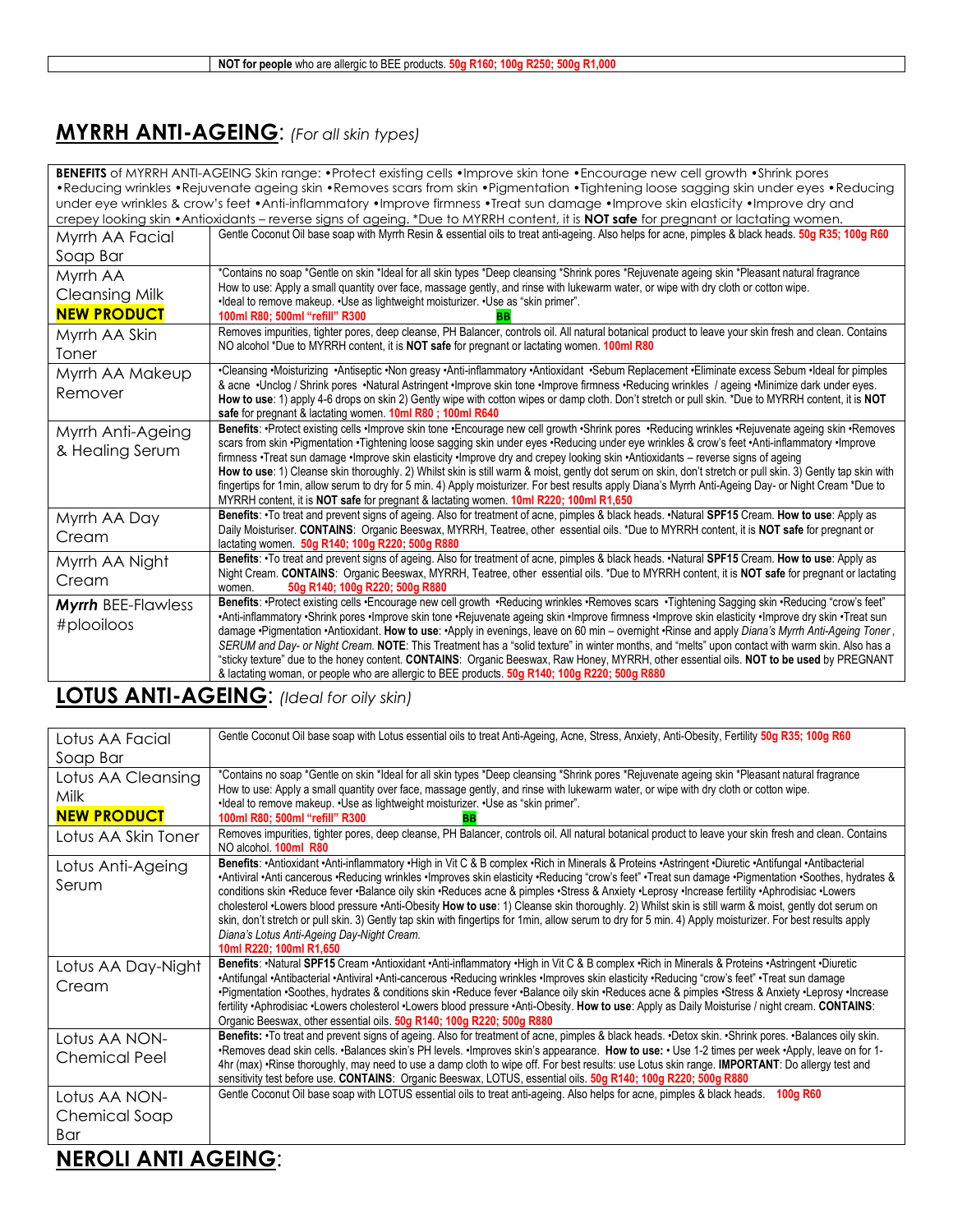| | NOT for people who are allergic to BEE products. 50g R160; 100g R250; 500g R1,000 |
|---|---|

## MYRRH ANTI-AGEING: *(For all skin types)*

| **BENEFITS** of MYRRH ANTI-AGEING Skin range: •Protect existing cells •Improve skin tone •Encourage new cell growth •Shrink pores •Reducing wrinkles •Rejuvenate ageing skin •Removes scars from skin •Pigmentation •Tightening loose sagging skin under eyes •Reducing under eye wrinkles & crow's feet •Anti-inflammatory •Improve firmness •Treat sun damage •Improve skin elasticity •Improve dry and crepey looking skin •Antioxidants – reverse signs of ageing. *Due to MYRRH content, it is **NOT safe** for pregnant or lactating women. | |
|---|---|
| Myrrh AA Facial Soap Bar | Gentle Coconut Oil base soap with Myrrh Resin & essential oils to treat anti-ageing. Also helps for acne, pimples & black heads. 50g R35; 100g R60 |
| Myrrh AA Cleansing Milk **NEW PRODUCT** | *Contains no soap *Gentle on skin *Ideal for all skin types *Deep cleansing *Shrink pores *Rejuvenate ageing skin *Pleasant natural fragrance How to use: Apply a small quantity over face, massage gently, and rinse with lukewarm water, or wipe with dry cloth or cotton wipe. •Ideal to remove makeup. •Use as lightweight moisturizer. •Use as "skin primer". 100ml R80; 500ml "refill" R300 BB |
| Myrrh AA Skin Toner | Removes impurities, tighter pores, deep cleanse, PH Balancer, controls oil. All natural botanical product to leave your skin fresh and clean. Contains NO alcohol *Due to MYRRH content, it is **NOT safe** for pregnant or lactating women. 100ml R80 |
| Myrrh AA Makeup Remover | •Cleansing •Moisturizing •Antiseptic •Non greasy •Anti-inflammatory •Antioxidant •Sebum Replacement •Eliminate excess Sebum •Ideal for pimples & acne •Unclog / Shrink pores •Natural Astringent •Improve skin tone •Improve firmness •Reducing wrinkles / ageing •Minimize dark under eyes. **How to use**: 1) Apply 4-6 drops on skin 2) Gently wipe with cotton wipes or damp cloth. Don't stretch or pull skin. *Due to MYRRH content, it is **NOT safe** for pregnant & lactating women. 10ml R80 ; 100ml R640 |
| Myrrh Anti-Ageing & Healing Serum | **Benefits**: •Protect existing cells •Improve skin tone •Encourage new cell growth •Shrink pores •Reducing wrinkles •Rejuvenate ageing skin •Removes scars from skin •Pigmentation •Tightening loose sagging skin under eyes •Reducing under eye wrinkles & crow's feet •Anti-inflammatory •Improve firmness •Treat sun damage •Improve skin elasticity •Improve dry and crepey looking skin •Antioxidants – reverse signs of ageing **How to use**: 1) Cleanse skin thoroughly. 2) Whilst skin is still warm & moist, gently dot serum on skin, don't stretch or pull skin. 3) Gently tap skin with fingertips for 1min, allow serum to dry for 5 min. 4) Apply moisturizer. For best results apply Diana's Myrrh Anti-Ageing Day- or Night Cream *Due to MYRRH content, it is **NOT safe** for pregnant & lactating women. 10ml R220; 100ml R1,650 |
| Myrrh AA Day Cream | **Benefits**: •To treat and prevent signs of ageing. Also for treatment of acne, pimples & black heads. •Natural **SPF15** Cream. **How to use**: Apply as Daily Moisturiser. **CONTAINS**: Organic Beeswax, MYRRH, Teatree, other essential oils. *Due to MYRRH content, it is **NOT safe** for pregnant or lactating women. 50g R140; 100g R220; 500g R880 |
| Myrrh AA Night Cream | **Benefits**: •To treat and prevent signs of ageing. Also for treatment of acne, pimples & black heads. •Natural **SPF15** Cream. **How to use**: Apply as Night Cream. **CONTAINS**: Organic Beeswax, MYRRH, Teatree, other essential oils. *Due to MYRRH content, it is **NOT safe** for pregnant or lactating women. 50g R140; 100g R220; 500g R880 |
| ***Myrrh*** BEE-Flawless #plooiloos | **Benefits**: •Protect existing cells •Encourage new cell growth •Reducing wrinkles •Removes scars •Tightening Sagging skin •Reducing "crow's feet" •Anti-inflammatory •Shrink pores •Improve skin tone •Rejuvenate ageing skin •Improve firmness •Improve skin elasticity •Improve dry skin •Treat sun damage •Pigmentation •Antioxidant. **How to use**: •Apply in evenings, leave on 60 min – overnight •Rinse and apply *Diana's Myrrh Anti-Ageing Toner*, *SERUM and Day- or Night Cream.* **NOTE**: This Treatment has a "solid texture" in winter months, and "melts" upon contact with warm skin. Also has a "sticky texture" due to the honey content. **CONTAINS**: Organic Beeswax, Raw Honey, MYRRH, other essential oils. **NOT to be used** by PREGNANT & lactating woman, or people who are allergic to BEE products. 50g R140; 100g R220; 500g R880 |

## LOTUS ANTI-AGEING: *(Ideal for oily skin)*

| | |
|---|---|
| Lotus AA Facial Soap Bar | Gentle Coconut Oil base soap with Lotus essential oils to treat Anti-Ageing, Acne, Stress, Anxiety, Anti-Obesity, Fertility 50g R35; 100g R60 |
| Lotus AA Cleansing Milk **NEW PRODUCT** | *Contains no soap *Gentle on skin *Ideal for all skin types *Deep cleansing *Shrink pores *Rejuvenate ageing skin *Pleasant natural fragrance How to use: Apply a small quantity over face, massage gently, and rinse with lukewarm water, or wipe with dry cloth or cotton wipe. •Ideal to remove makeup. •Use as lightweight moisturizer. •Use as "skin primer". 100ml R80; 500ml "refill" R300 BB |
| Lotus AA Skin Toner | Removes impurities, tighter pores, deep cleanse, PH Balancer, controls oil. All natural botanical product to leave your skin fresh and clean. Contains NO alcohol. 100ml R80 |
| Lotus Anti-Ageing Serum | **Benefits**: •Antioxidant •Anti-inflammatory •High in Vit C & B complex •Rich in Minerals & Proteins •Astringent •Diuretic •Antifungal •Antibacterial •Antiviral •Anti cancerous •Reducing wrinkles •Improves skin elasticity •Reducing "crow's feet" •Treat sun damage •Pigmentation •Soothes, hydrates & conditions skin •Reduce fever •Balance oily skin •Reduces acne & pimples •Stress & Anxiety •Leprosy •Increase fertility •Aphrodisiac •Lowers cholesterol •Lowers blood pressure •Anti-Obesity **How to use**: 1) Cleanse skin thoroughly. 2) Whilst skin is still warm & moist, gently dot serum on skin, don't stretch or pull skin. 3) Gently tap skin with fingertips for 1min, allow serum to dry for 5 min. 4) Apply moisturizer. For best results apply *Diana's Lotus Anti-Ageing Day-Night Cream.* 10ml R220; 100ml R1,650 |
| Lotus AA Day-Night Cream | **Benefits**: •Natural **SPF15** Cream •Antioxidant •Anti-inflammatory •High in Vit C & B complex •Rich in Minerals & Proteins •Astringent •Diuretic •Antifungal •Antibacterial •Antiviral •Anti-cancerous •Reducing wrinkles •Improves skin elasticity •Reducing "crow's feet" •Treat sun damage •Pigmentation •Soothes, hydrates & conditions skin •Reduce fever •Balance oily skin •Reduces acne & pimples •Stress & Anxiety •Leprosy •Increase fertility •Aphrodisiac •Lowers cholesterol •Lowers blood pressure •Anti-Obesity. **How to use**: Apply as Daily Moisturise / night cream. **CONTAINS**: Organic Beeswax, other essential oils. 50g R140; 100g R220; 500g R880 |
| Lotus AA NON-Chemical Peel | **Benefits:** •To treat and prevent signs of ageing. Also for treatment of acne, pimples & black heads. •Detox skin. •Shrink pores. •Balances oily skin. •Removes dead skin cells. •Balances skin's PH levels. •Improves skin's appearance. **How to use:** • Use 1-2 times per week •Apply, leave on for 1-4hr (max) •Rinse thoroughly, may need to use a damp cloth to wipe off. For best results: use Lotus skin range. **IMPORTANT**: Do allergy test and sensitivity test before use. **CONTAINS**: Organic Beeswax, LOTUS, essential oils. 50g R140; 100g R220; 500g R880 |
| Lotus AA NON-Chemical Soap Bar | Gentle Coconut Oil base soap with LOTUS essential oils to treat anti-ageing. Also helps for acne, pimples & black heads. 100g R60 |

## NEROLI ANTI AGEING: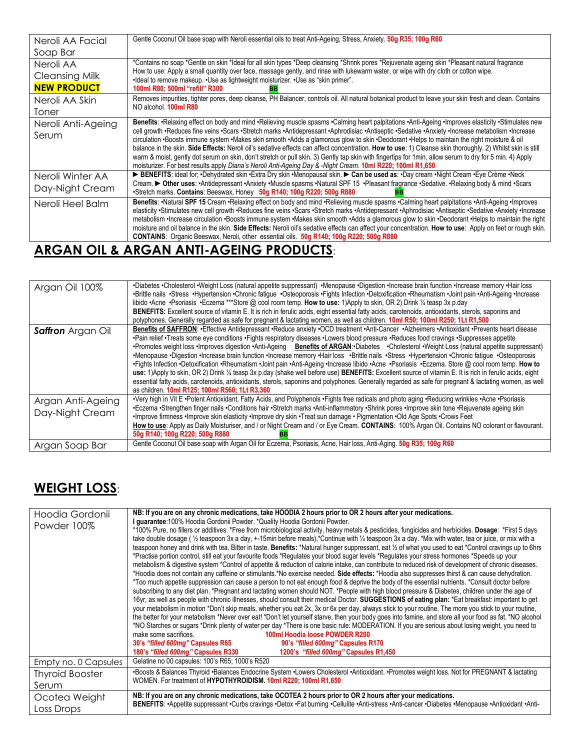| | |
|---|---|
| Neroli AA Facial Soap Bar | Gentle Coconut Oil base soap with Neroli essential oils to treat Anti-Ageing, Stress, Anxiety. **50g R35; 100g R60** |
| Neroli AA Cleansing Milk **NEW PRODUCT** | *Contains no soap *Gentle on skin *Ideal for all skin types *Deep cleansing *Shrink pores *Rejuvenate ageing skin *Pleasant natural fragrance How to use: Apply a small quantity over face, massage gently, and rinse with lukewarm water, or wipe with dry cloth or cotton wipe. •Ideal to remove makeup. •Use as lightweight moisturizer. •Use as "skin primer". **100ml R80; 500ml "refill" R300** BB |
| Neroli AA Skin Toner | Removes impurities, tighter pores, deep cleanse, PH Balancer, controls oil. All natural botanical product to leave your skin fresh and clean. Contains NO alcohol. **100ml R80** |
| Neroli Anti-Ageing Serum | **Benefits**: •Relaxing effect on body and mind •Relieving muscle spasms •Calming heart palpitations •Anti-Ageing •Improves elasticity •Stimulates new cell growth •Reduces fine veins •Scars •Stretch marks •Antidepressant •Aphrodisiac •Antiseptic •Sedative •Anxiety •Increase metabolism •Increase circulation •Boosts immune system •Makes skin smooth •Adds a glamorous glow to skin •Deodorant •Helps to maintain the right moisture & oil balance in the skin. **Side Effects:** Neroli oil's sedative effects can affect concentration. **How to use**: 1) Cleanse skin thoroughly. 2) Whilst skin is still warm & moist, gently dot serum on skin, don't stretch or pull skin. 3) Gently tap skin with fingertips for 1min, allow serum to dry for 5 min. 4) Apply moisturizer. For best results apply *Diana's Neroli Anti-Ageing Day & -Night Cream*. **10ml R220; 100ml R1,650** |
| Neroli Winter AA Day-Night Cream | ► **BENEFITS**: ideal for; •Dehydrated skin •Extra Dry skin •Menopausal skin. ► **Can be used as**: •Day cream •Night Cream •Eye Crème •Neck Cream. ► **Other uses**: •Antidepressant •Anxiety •Muscle spasms •Natural SPF 15 •Pleasant fragrance •Sedative. •Relaxing body & mind •Scars •Stretch marks. **Contains**: Beeswax, Honey **50g R140; 100g R220; 500g R880** BB |
| Neroli Heel Balm | **Benefits**: •Natural **SPF 15** Cream •Relaxing effect on body and mind •Relieving muscle spasms •Calming heart palpitations •Anti-Ageing •Improves elasticity •Stimulates new cell growth •Reduces fine veins •Scars •Stretch marks •Antidepressant •Aphrodisiac •Antiseptic •Sedative •Anxiety •Increase metabolism •Increase circulation •Boosts immune system •Makes skin smooth •Adds a glamorous glow to skin •Deodorant •Helps to maintain the right moisture and oil balance in the skin. **Side Effects:** Neroli oil's sedative effects can affect your concentration. **How to use**: Apply on feet or rough skin. **CONTAINS**: Organic Beeswax, Neroli, other essential oils. **50g R140; 100g R220; 500g R880** |

## ARGAN OIL & ARGAN ANTI-AGEING PRODUCTS:

| | |
|---|---|
| Argan Oil 100% | •Diabetes •Cholesterol •Weight Loss (natural appetite suppressant) •Menopause •Digestion •Increase brain function •Increase memory •Hair loss •Brittle nails •Stress •Hypertension •Chronic fatigue •Osteoporosis •Fights Infection •Detoxification •Rheumatism •Joint pain •Anti-Ageing •Increase libido •Acne •Psoriasis •Eczema ***Store @ cool room temp. **How to use:** 1)Apply to skin, OR 2) Drink ¼ teasp 3x p.day **BENEFITS:** Excellent source of vitamin E. It is rich in ferulic acids, eight essential fatty acids, carotenoids, antioxidants, sterols, saponins and polyphones. Generally regarded as safe for pregnant & lactating women, as well as children. **10ml R50; 100ml R250; 1Lt R1,500** |
| ***Saffron*** Argan Oil | **Benefits of SAFFRON**: •Effective Antidepressant •Reduce anxiety •OCD treatment •Anti-Cancer •Alzheimers •Antioxidant •Prevents heart disease •Pain relief •Treats some eye conditions •Fights respiratory diseases •Lowers blood pressure •Reduces food cravings •Suppresses appetite •Promotes weight loss •Improves digestion •Anti-Ageing **Benefits of ARGAN**:•Diabetes •Cholesterol •Weight Loss (natural appetite suppressant) •Menopause •Digestion •Increase brain function •Increase memory •Hair loss •Brittle nails •Stress •Hypertension •Chronic fatigue •Osteoporosis •Fights Infection •Detoxification •Rheumatism •Joint pain •Anti-Ageing •Increase libido •Acne •Psoriasis •Eczema. Store @ cool room temp. **How to use:** 1)Apply to skin, OR 2) Drink ¼ teasp 3x p.day (shake well before use) **BENEFITS:** Excellent source of vitamin E. It is rich in ferulic acids, eight essential fatty acids, carotenoids, antioxidants, sterols, saponins and polyphones. Generally regarded as safe for pregnant & lactating women, as well as children. **10ml R125; 100ml R560; 1Lt R3,360** |
| Argan Anti-Ageing Day-Night Cream | •Very high in Vit E •Potent Antioxidant, Fatty Acids, and Polyphenols •Fights free radicals and photo aging •Reducing wrinkles •Acne •Psoriasis •Eczema •Strengthen finger nails •Conditions hair •Stretch marks •Anti-inflammatory •Shrink pores •Improve skin tone •Rejuvenate ageing skin •Improve firmness •Improve skin elasticity •Improve dry skin •Treat sun damage • Pigmentation •Old Age Spots •Crows Feet **How to use**: Apply as Daily Moisturiser, and / or Night Cream and / or Eye Cream. **CONTAINS**: 100% Argan Oil. Contains NO colorant or flavourant. **50g R140; 100g R220; 500g R880** BB |
| Argan Soap Bar | Gentle Coconut Oil base soap with Argan Oil for Eczema, Psoriasis, Acne, Hair loss, Anti-Aging. **50g R35; 100g R60** |

## WEIGHT LOSS:

| | |
|---|---|
| Hoodia Gordonii Powder 100% | **NB: If you are on any chronic medications, take HOODIA 2 hours prior to OR 2 hours after your medications.** **I guarantee**:100% Hoodia Gordonii Powder. *Quality Hoodia Gordonii Powder. *100% Pure, no fillers or additives. *Free from microbiological activity, heavy metals & pesticides, fungicides and herbicides. **Dosage**: *First 5 days take double dosage ( ½ teaspoon 3x a day, +-15min before meals),*Continue with ¼ teaspoon 3x a day. *Mix with water, tea or juice, or mix with a teaspoon honey and drink with tea. Bitter in taste. **Benefits:** *Natural hunger suppressant, eat ½ of what you used to eat *Control cravings up to 6hrs *Practise portion control, still eat your favourite foods *Regulates your blood sugar levels *Regulates your stress hormones *Speeds up your metabolism & digestive system *Control of appetite & reduction of calorie intake, can contribute to reduced risk of development of chronic diseases. *Hoodia does not contain any caffeine or stimulants.*No exercise needed. **Side effects:** *Hoodia also suppresses thirst & can cause dehydration. *Too much appetite suppression can cause a person to not eat enough food & deprive the body of the essential nutrients. *Consult doctor before subscribing to any diet plan. *Pregnant and lactating women should NOT. *People with high blood pressure & Diabetes, children under the age of 16yr, as well as people with chronic illnesses, should consult their medical Doctor. **SUGGESTIONS of eating plan:** *Eat breakfast: important to get your metabolism in motion *Don't skip meals, whether you eat 2x, 3x or 6x per day, always stick to your routine. The more you stick to your routine, the better for your metabolism *Never over eat! *Don't let yourself starve, then your body goes into famine, and store all your food as fat. *NO alcohol *NO Starches or sugars *Drink plenty of water per day *There is one basic rule: MODERATION. If you are serious about losing weight, you need to make some sacrifices. **100ml Hoodia loose POWDER R200** **30's *"filled 600mg"* Capsules R65** **90's *"filled 600mg"* Capsules R170** **180's *"filled 600mg"* Capsules R330** **1200's *"filled 600mg"* Capsules R1,450** |
| Empty no. 0 Capsules | Gelatine no 00 capsules: 100's R65; 1000's R520 |
| Thyroid Booster Serum | •Boosts & Balances Thyroid •Balances Endocrine System •Lowers Cholesterol •Antioxidant. •Promotes weight loss. Not for PREGNANT & lactating WOMEN. For treatment of **HYPOTHYROIDISM.** **10ml R220; 100ml R1,650** |
| Ocotea Weight Loss Drops | **NB: If you are on any chronic medications, take OCOTEA 2 hours prior to OR 2 hours after your medications.** **BENEFITS**: •Appetite suppressant •Curbs cravings •Detox •Fat burning •Cellulite •Anti-stress •Anti-cancer •Diabetes •Menopause •Antioxidant •Anti- |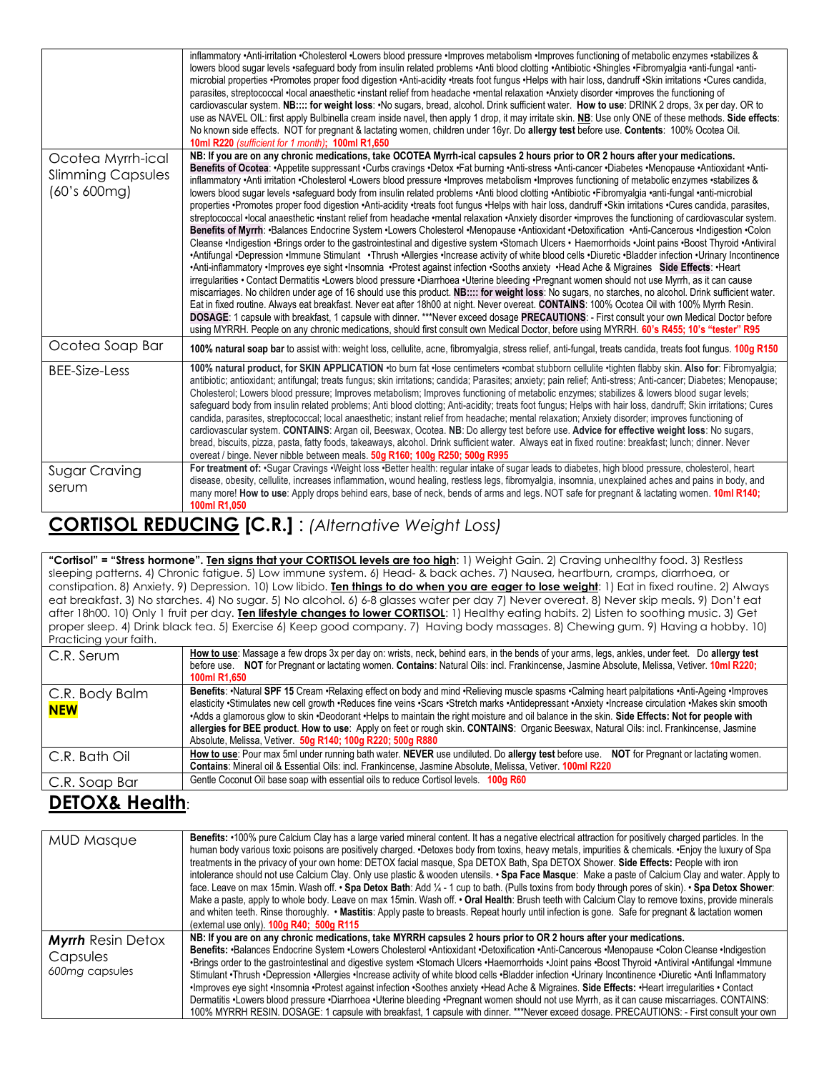| | |
|---|---|
| | inflammatory •Anti-irritation •Cholesterol •Lowers blood pressure •Improves metabolism •Improves functioning of metabolic enzymes •stabilizes & lowers blood sugar levels •safeguard body from insulin related problems •Anti blood clotting •Antibiotic •Shingles •Fibromyalgia •anti-fungal •anti-microbial properties •Promotes proper food digestion •Anti-acidity •treats foot fungus •Helps with hair loss, dandruff •Skin irritations •Cures candida, parasites, streptococcal •local anaesthetic •instant relief from headache •mental relaxation •Anxiety disorder •improves the functioning of cardiovascular system. **NB:::: for weight loss**: •No sugars, bread, alcohol. Drink sufficient water. **How to use**: DRINK 2 drops, 3x per day. OR to use as NAVEL OIL: first apply Bulbinella cream inside navel, then apply 1 drop, it may irritate skin. **NB**: Use only ONE of these methods. **Side effects**: No known side effects. NOT for pregnant & lactating women, children under 16yr. Do **allergy test** before use. **Contents**: 100% Ocotea Oil. **10ml R220** *(sufficient for 1 month)*; **100ml R1,650** |
| Ocotea Myrrh-ical Slimming Capsules (60's 600mg) | **NB: If you are on any chronic medications, take OCOTEA Myrrh-ical capsules 2 hours prior to OR 2 hours after your medications.** **Benefits of Ocotea**: •Appetite suppressant •Curbs cravings •Detox •Fat burning •Anti-stress •Anti-cancer •Diabetes •Menopause •Antioxidant •Anti-inflammatory •Anti irritation •Cholesterol •Lowers blood pressure •Improves metabolism •Improves functioning of metabolic enzymes •stabilizes & lowers blood sugar levels •safeguard body from insulin related problems •Anti blood clotting •Antibiotic •Fibromyalgia •anti-fungal •anti-microbial properties •Promotes proper food digestion •Anti-acidity •treats foot fungus •Helps with hair loss, dandruff •Skin irritations •Cures candida, parasites, streptococcal •local anaesthetic •instant relief from headache •mental relaxation •Anxiety disorder •improves the functioning of cardiovascular system. **Benefits of Myrrh**: •Balances Endocrine System •Lowers Cholesterol •Menopause •Antioxidant •Detoxification •Anti-Cancerous •Indigestion •Colon Cleanse •Indigestion •Brings order to the gastrointestinal and digestive system •Stomach Ulcers • Haemorrhoids •Joint pains •Boost Thyroid •Antiviral •Antifungal •Depression •Immune Stimulant •Thrush •Allergies •Increase activity of white blood cells •Diuretic •Bladder infection •Urinary Incontinence •Anti-inflammatory •Improves eye sight •Insomnia •Protest against infection •Sooths anxiety •Head Ache & Migraines **Side Effects**: •Heart irregularities • Contact Dermatitis •Lowers blood pressure •Diarrhoea •Uterine bleeding •Pregnant women should not use Myrrh, as it can cause miscarriages. No children under age of 16 should use this product. **NB:::: for weight loss**: No sugars, no starches, no alcohol. Drink sufficient water. Eat in fixed routine. Always eat breakfast. Never eat after 18h00 at night. Never overeat. **CONTAINS**: 100% Ocotea Oil with 100% Myrrh Resin. **DOSAGE**: 1 capsule with breakfast, 1 capsule with dinner. ***Never exceed dosage **PRECAUTIONS**: - First consult your own Medical Doctor before using MYRRH. People on any chronic medications, should first consult own Medical Doctor, before using MYRRH. **60's R455; 10's "tester" R95** |
| Ocotea Soap Bar | **100% natural soap bar** to assist with: weight loss, cellulite, acne, fibromyalgia, stress relief, anti-fungal, treats candida, treats foot fungus. **100g R150** |
| BEE-Size-Less | **100% natural product, for SKIN APPLICATION** •to burn fat •lose centimeters •combat stubborn cellulite •tighten flabby skin. **Also for**: Fibromyalgia; antibiotic; antioxidant; antifungal; treats fungus; skin irritations; candida; Parasites; anxiety; pain relief; Anti-stress; Anti-cancer; Diabetes; Menopause; Cholesterol; Lowers blood pressure; Improves metabolism; Improves functioning of metabolic enzymes; stabilizes & lowers blood sugar levels; safeguard body from insulin related problems; Anti blood clotting; Anti-acidity; treats foot fungus; Helps with hair loss, dandruff; Skin irritations; Cures candida, parasites, streptococcal; local anaesthetic; instant relief from headache; mental relaxation; Anxiety disorder; improves functioning of cardiovascular system. **CONTAINS**: Argan oil, Beeswax, Ocotea. **NB**: Do allergy test before use. **Advice for effective weight loss**: No sugars, bread, biscuits, pizza, pasta, fatty foods, takeaways, alcohol. Drink sufficient water. Always eat in fixed routine: breakfast; lunch; dinner. Never overeat / binge. Never nibble between meals. **50g R160; 100g R250; 500g R995** |
| Sugar Craving serum | **For treatment of:** •Sugar Cravings •Weight loss •Better health: regular intake of sugar leads to diabetes, high blood pressure, cholesterol, heart disease, obesity, cellulite, increases inflammation, wound healing, restless legs, fibromyalgia, insomnia, unexplained aches and pains in body, and many more! **How to use**: Apply drops behind ears, base of neck, bends of arms and legs. NOT safe for pregnant & lactating women. **10ml R140; 100ml R1,050** |

## CORTISOL REDUCING [C.R.] : *(Alternative Weight Loss)*

**"Cortisol" = "Stress hormone"**. **Ten signs that your CORTISOL levels are too high**: 1) Weight Gain. 2) Craving unhealthy food. 3) Restless sleeping patterns. 4) Chronic fatigue. 5) Low immune system. 6) Head- & back aches. 7) Nausea, heartburn, cramps, diarrhoea, or constipation. 8) Anxiety. 9) Depression. 10) Low libido. **Ten things to do when you are eager to lose weight**: 1) Eat in fixed routine. 2) Always eat breakfast. 3) No starches. 4) No sugar. 5) No alcohol. 6) 6-8 glasses water per day 7) Never overeat. 8) Never skip meals. 9) Don't eat after 18h00. 10) Only 1 fruit per day. **Ten lifestyle changes to lower CORTISOL**: 1) Healthy eating habits. 2) Listen to soothing music. 3) Get proper sleep. 4) Drink black tea. 5) Exercise 6) Keep good company. 7) Having body massages. 8) Chewing gum. 9) Having a hobby. 10) Practicing your faith.

| | |
|---|---|
| C.R. Serum | **How to use**: Massage a few drops 3x per day on: wrists, neck, behind ears, in the bends of your arms, legs, ankles, under feet. Do **allergy test** before use. **NOT** for Pregnant or lactating women. **Contains**: Natural Oils: incl. Frankincense, Jasmine Absolute, Melissa, Vetiver. **10ml R220; 100ml R1,650** |
| C.R. Body Balm **NEW** | **Benefits**: •Natural **SPF 15** Cream •Relaxing effect on body and mind •Relieving muscle spasms •Calming heart palpitations •Anti-Ageing •Improves elasticity •Stimulates new cell growth •Reduces fine veins •Scars •Stretch marks •Antidepressant •Anxiety •Increase circulation •Makes skin smooth •Adds a glamorous glow to skin •Deodorant •Helps to maintain the right moisture and oil balance in the skin. **Side Effects: Not for people with allergies for BEE product. How to use**: Apply on feet or rough skin. **CONTAINS**: Organic Beeswax, Natural Oils: incl. Frankincense, Jasmine Absolute, Melissa, Vetiver. **50g R140; 100g R220; 500g R880** |
| C.R. Bath Oil | **How to use**: Pour max 5ml under running bath water. **NEVER** use undiluted. Do **allergy test** before use. **NOT** for Pregnant or lactating women. **Contains**: Mineral oil & Essential Oils: incl. Frankincense, Jasmine Absolute, Melissa, Vetiver. **100ml R220** |
| C.R. Soap Bar | Gentle Coconut Oil base soap with essential oils to reduce Cortisol levels. **100g R60** |

## DETOX& Health:

| | |
|---|---|
| MUD Masque | **Benefits:** •100% pure Calcium Clay has a large varied mineral content. It has a negative electrical attraction for positively charged particles. In the human body various toxic poisons are positively charged. •Detoxes body from toxins, heavy metals, impurities & chemicals. •Enjoy the luxury of Spa treatments in the privacy of your own home: DETOX facial masque, Spa DETOX Bath, Spa DETOX Shower. **Side Effects:** People with iron intolerance should not use Calcium Clay. Only use plastic & wooden utensils. • **Spa Face Masque**: Make a paste of Calcium Clay and water. Apply to face. Leave on max 15min. Wash off. • **Spa Detox Bath**: Add ¼ - 1 cup to bath. (Pulls toxins from body through pores of skin). • **Spa Detox Shower**: Make a paste, apply to whole body. Leave on max 15min. Wash off. • **Oral Health**: Brush teeth with Calcium Clay to remove toxins, provide minerals and whiten teeth. Rinse thoroughly. • **Mastitis**: Apply paste to breasts. Repeat hourly until infection is gone. Safe for pregnant & lactation women (external use only). **100g R40; 500g R115** |
| ***Myrrh*** Resin Detox Capsules *600mg capsules* | **NB: If you are on any chronic medications, take MYRRH capsules 2 hours prior to OR 2 hours after your medications.** **Benefits:** •Balances Endocrine System •Lowers Cholesterol •Antioxidant •Detoxification •Anti-Cancerous •Menopause •Colon Cleanse •Indigestion •Brings order to the gastrointestinal and digestive system •Stomach Ulcers •Haemorrhoids •Joint pains •Boost Thyroid •Antiviral •Antifungal •Immune Stimulant •Thrush •Depression •Allergies •Increase activity of white blood cells •Bladder infection •Urinary Incontinence •Diuretic •Anti Inflammatory •Improves eye sight •Insomnia •Protest against infection •Soothes anxiety •Head Ache & Migraines. **Side Effects:** •Heart irregularities • Contact Dermatitis •Lowers blood pressure •Diarrhoea •Uterine bleeding •Pregnant women should not use Myrrh, as it can cause miscarriages. CONTAINS: 100% MYRRH RESIN. DOSAGE: 1 capsule with breakfast, 1 capsule with dinner. ***Never exceed dosage. PRECAUTIONS: - First consult your own |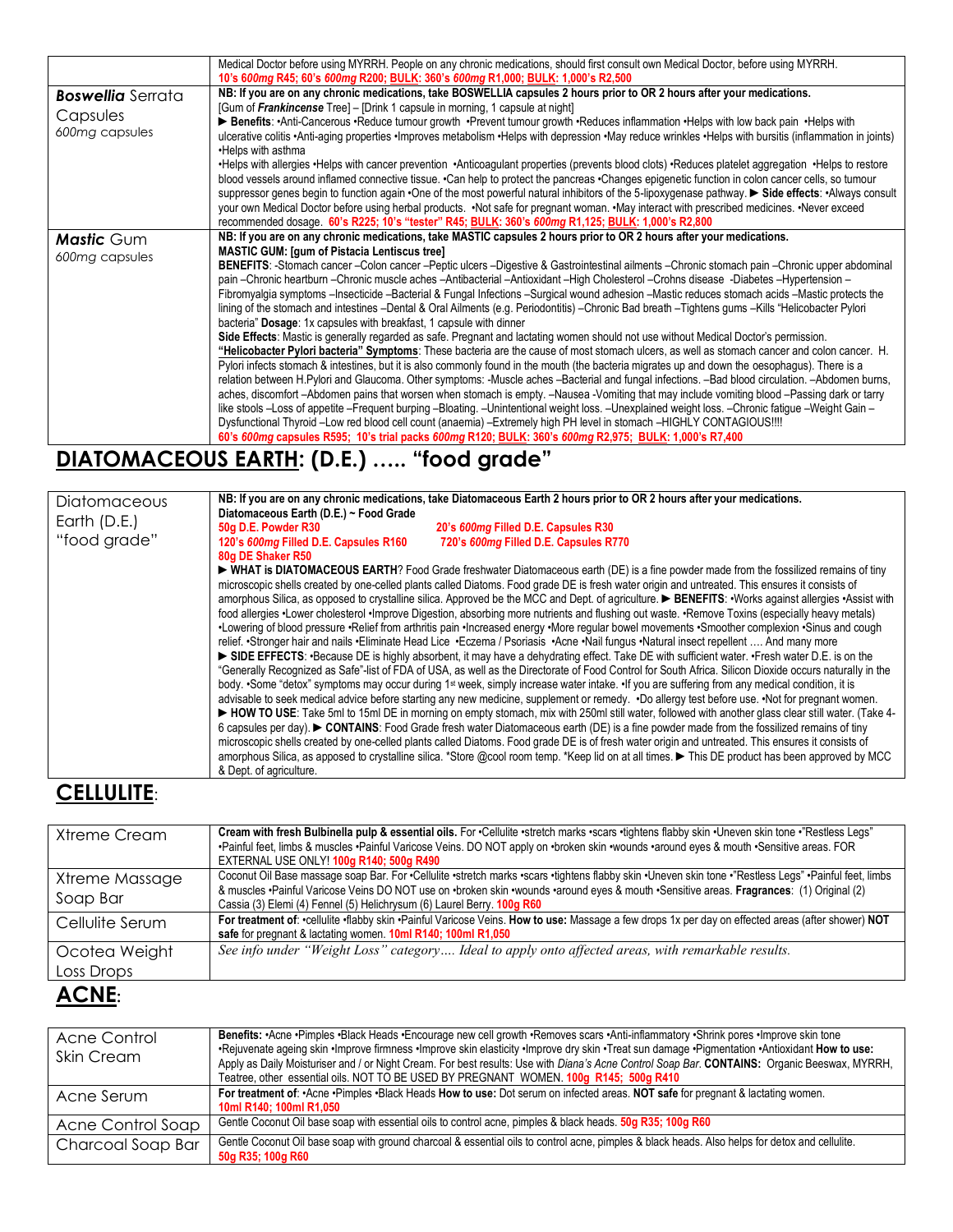| | |
|---|---|
| | Medical Doctor before using MYRRH. People on any chronic medications, should first consult own Medical Doctor, before using MYRRH. **10's *600mg* R45; 60's *600mg* R200; BULK: 360's *600mg* R1,000; BULK: 1,000's R2,500** |
| ***Boswellia* Serrata Capsules** *600mg capsules* | **NB: If you are on any chronic medications, take BOSWELLIA capsules 2 hours prior to OR 2 hours after your medications.** [Gum of ***Frankincense*** Tree] – [Drink 1 capsule in morning, 1 capsule at night] ► **Benefits**: •Anti-Cancerous •Reduce tumour growth •Prevent tumour growth •Reduces inflammation •Helps with low back pain •Helps with ulcerative colitis •Anti-aging properties •Improves metabolism •Helps with depression •May reduce wrinkles •Helps with bursitis (inflammation in joints) •Helps with asthma •Helps with allergies •Helps with cancer prevention •Anticoagulant properties (prevents blood clots) •Reduces platelet aggregation •Helps to restore blood vessels around inflamed connective tissue. •Can help to protect the pancreas •Changes epigenetic function in colon cancer cells, so tumour suppressor genes begin to function again •One of the most powerful natural inhibitors of the 5-lipoxygenase pathway. ► **Side effects**: •Always consult your own Medical Doctor before using herbal products. •Not safe for pregnant woman. •May interact with prescribed medicines. •Never exceed recommended dosage. **60's R225; 10's "tester" R45; BULK: 360's *600mg* R1,125; BULK: 1,000's R2,800** |
| ***Mastic* Gum** *600mg capsules* | **NB: If you are on any chronic medications, take MASTIC capsules 2 hours prior to OR 2 hours after your medications.** **MASTIC GUM: [gum of Pistacia Lentiscus tree]** **BENEFITS**: -Stomach cancer –Colon cancer –Peptic ulcers –Digestive & Gastrointestinal ailments –Chronic stomach pain –Chronic upper abdominal pain –Chronic heartburn –Chronic muscle aches –Antibacterial –Antioxidant –High Cholesterol –Crohns disease -Diabetes –Hypertension –Fibromyalgia symptoms –Insecticide –Bacterial & Fungal Infections –Surgical wound adhesion –Mastic reduces stomach acids –Mastic protects the lining of the stomach and intestines –Dental & Oral Ailments (e.g. Periodontitis) –Chronic Bad breath –Tightens gums –Kills "Helicobacter Pylori bacteria" **Dosage**: 1x capsules with breakfast, 1 capsule with dinner **Side Effects**: Mastic is generally regarded as safe. Pregnant and lactating women should not use without Medical Doctor's permission. **"Helicobacter Pylori bacteria" Symptoms**: These bacteria are the cause of most stomach ulcers, as well as stomach cancer and colon cancer. H. Pylori infects stomach & intestines, but it is also commonly found in the mouth (the bacteria migrates up and down the oesophagus). There is a relation between H.Pylori and Glaucoma. Other symptoms: -Muscle aches –Bacterial and fungal infections. –Bad blood circulation. –Abdomen burns, aches, discomfort –Abdomen pains that worsen when stomach is empty. –Nausea -Vomiting that may include vomiting blood –Passing dark or tarry like stools –Loss of appetite –Frequent burping –Bloating. –Unintentional weight loss. –Unexplained weight loss. –Chronic fatigue –Weight Gain –Dysfunctional Thyroid –Low red blood cell count (anaemia) –Extremely high PH level in stomach –HIGHLY CONTAGIOUS!!!! **60's *600mg* capsules R595; 10's trial packs *600mg* R120; BULK: 360's *600mg* R2,975; BULK: 1,000's R7,400** |

## DIATOMACEOUS EARTH: (D.E.) ….. "food grade"

| | |
|---|---|
| Diatomaceous Earth (D.E.) "food grade" | **NB: If you are on any chronic medications, take Diatomaceous Earth 2 hours prior to OR 2 hours after your medications.** **Diatomaceous Earth (D.E.) ~ Food Grade** **50g D.E. Powder R30** **20's *600mg* Filled D.E. Capsules R30** **120's *600mg* Filled D.E. Capsules R160** **720's *600mg* Filled D.E. Capsules R770** **80g DE Shaker R50** ► **WHAT is DIATOMACEOUS EARTH**? Food Grade freshwater Diatomaceous earth (DE) is a fine powder made from the fossilized remains of tiny microscopic shells created by one-celled plants called Diatoms. Food grade DE is fresh water origin and untreated. This ensures it consists of amorphous Silica, as opposed to crystalline silica. Approved be the MCC and Dept. of agriculture. ► **BENEFITS**: •Works against allergies •Assist with food allergies •Lower cholesterol •Improve Digestion, absorbing more nutrients and flushing out waste. •Remove Toxins (especially heavy metals) •Lowering of blood pressure •Relief from arthritis pain •Increased energy •More regular bowel movements •Smoother complexion •Sinus and cough relief. •Stronger hair and nails •Eliminate Head Lice •Eczema / Psoriasis •Acne •Nail fungus •Natural insect repellent …. And many more ► **SIDE EFFECTS**: •Because DE is highly absorbent, it may have a dehydrating effect. Take DE with sufficient water. •Fresh water D.E. is on the "Generally Recognized as Safe"-list of FDA of USA, as well as the Directorate of Food Control for South Africa. Silicon Dioxide occurs naturally in the body. •Some "detox" symptoms may occur during 1st week, simply increase water intake. •If you are suffering from any medical condition, it is advisable to seek medical advice before starting any new medicine, supplement or remedy. •Do allergy test before use. •Not for pregnant women. ► **HOW TO USE**: Take 5ml to 15ml DE in morning on empty stomach, mix with 250ml still water, followed with another glass clear still water. (Take 4-6 capsules per day). ► **CONTAINS**: Food Grade fresh water Diatomaceous earth (DE) is a fine powder made from the fossilized remains of tiny microscopic shells created by one-celled plants called Diatoms. Food grade DE is fresh water origin and untreated. This ensures it consists of amorphous Silica, as opposed to crystalline silica. *Store @cool room temp. *Keep lid on at all times. ► This DE product has been approved by MCC & Dept. of agriculture. |

## CELLULITE:

| | |
|---|---|
| Xtreme Cream | **Cream with fresh Bulbinella pulp & essential oils.** For •Cellulite •stretch marks •scars •tightens flabby skin •Uneven skin tone •"Restless Legs" •Painful feet, limbs & muscles •Painful Varicose Veins. DO NOT apply on •broken skin •wounds •around eyes & mouth •Sensitive areas. FOR EXTERNAL USE ONLY! **100g R140; 500g R490** |
| Xtreme Massage Soap Bar | Coconut Oil Base massage soap Bar. For •Cellulite •stretch marks •scars •tightens flabby skin •Uneven skin tone •"Restless Legs" •Painful feet, limbs & muscles •Painful Varicose Veins DO NOT apply on •broken skin •wounds •around eyes & mouth •Sensitive areas. **Fragrances**: (1) Original (2) Cassia (3) Elemi (4) Fennel (5) Helichrysum (6) Laurel Berry. **100g R60** |
| Cellulite Serum | **For treatment of**: •cellulite •flabby skin •Painful Varicose Veins. **How to use:** Massage a few drops 1x per day on effected areas (after shower) **NOT safe** for pregnant & lactating women. **10ml R140; 100ml R1,050** |
| Ocotea Weight Loss Drops | *See info under "Weight Loss" category…. Ideal to apply onto affected areas, with remarkable results.* |

## ACNE:

| | |
|---|---|
| Acne Control Skin Cream | **Benefits:** •Acne •Pimples •Black Heads •Encourage new cell growth •Removes scars •Anti-inflammatory •Shrink pores •Improve skin tone •Rejuvenate ageing skin •Improve firmness •Improve skin elasticity •Improve dry skin •Treat sun damage •Pigmentation •Antioxidant **How to use:** Apply as Daily Moisturiser and / or Night Cream. For best results: Use with *Diana's Acne Control Soap Bar*. **CONTAINS:** Organic Beeswax, MYRRH, Teatree, other essential oils. NOT TO BE USED BY PREGNANT WOMEN. **100g R145; 500g R410** |
| Acne Serum | **For treatment of**: •Acne •Pimples •Black Heads **How to use:** Dot serum on infected areas. **NOT safe** for pregnant & lactating women. **10ml R140; 100ml R1,050** |
| Acne Control Soap | Gentle Coconut Oil base soap with essential oils to control acne, pimples & black heads. **50g R35; 100g R60** |
| Charcoal Soap Bar | Gentle Coconut Oil base soap with ground charcoal & essential oils to control acne, pimples & black heads. Also helps for detox and cellulite. **50g R35; 100g R60** |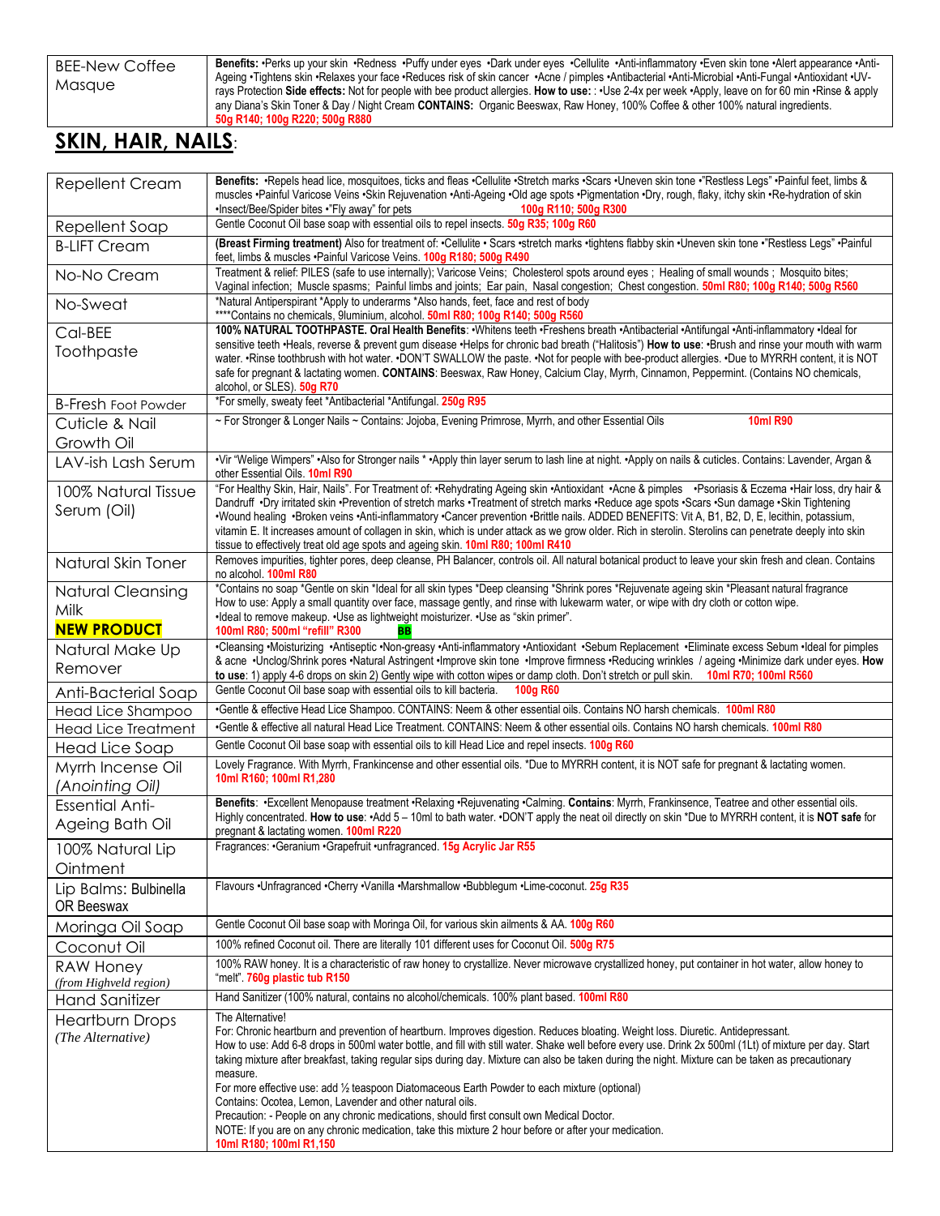| BEE-New Coffee Masque | **Benefits:** •Perks up your skin •Redness •Puffy under eyes •Dark under eyes •Cellulite •Anti-inflammatory •Even skin tone •Alert appearance •Anti-Ageing •Tightens skin •Relaxes your face •Reduces risk of skin cancer •Acne / pimples •Antibacterial •Anti-Microbial •Anti-Fungal •Antioxidant •UV-rays Protection **Side effects:** Not for people with bee product allergies. **How to use:** : •Use 2-4x per week •Apply, leave on for 60 min •Rinse & apply any Diana's Skin Toner & Day / Night Cream **CONTAINS:** Organic Beeswax, Raw Honey, 100% Coffee & other 100% natural ingredients. **50g R140; 100g R220; 500g R880** |
|---|---|

## SKIN, HAIR, NAILS:

| Product | Description |
|---|---|
| Repellent Cream | **Benefits:** •Repels head lice, mosquitoes, ticks and fleas •Cellulite •Stretch marks •Scars •Uneven skin tone •"Restless Legs" •Painful feet, limbs & muscles •Painful Varicose Veins •Skin Rejuvenation •Anti-Ageing •Old age spots •Pigmentation •Dry, rough, flaky, itchy skin •Re-hydration of skin •Insect/Bee/Spider bites •"Fly away" for pets **100g R110; 500g R300** |
| Repellent Soap | Gentle Coconut Oil base soap with essential oils to repel insects. **50g R35; 100g R60** |
| B-LIFT Cream | **(Breast Firming treatment)** Also for treatment of: •Cellulite • Scars •stretch marks •tightens flabby skin •Uneven skin tone •"Restless Legs" •Painful feet, limbs & muscles •Painful Varicose Veins. **100g R180; 500g R490** |
| No-No Cream | Treatment & relief: PILES (safe to use internally); Varicose Veins; Cholesterol spots around eyes ; Healing of small wounds ; Mosquito bites; Vaginal infection; Muscle spasms; Painful limbs and joints; Ear pain, Nasal congestion; Chest congestion. **50ml R80; 100g R140; 500g R560** |
| No-Sweat | *Natural Antiperspirant *Apply to underarms *Also hands, feet, face and rest of body ****Contains no chemicals, 9luminium, alcohol. **50ml R80; 100g R140; 500g R560** |
| Cal-BEE Toothpaste | **100% NATURAL TOOTHPASTE. Oral Health Benefits**: •Whitens teeth •Freshens breath •Antibacterial •Antifungal •Anti-inflammatory •Ideal for sensitive teeth •Heals, reverse & prevent gum disease •Helps for chronic bad breath ("Halitosis") **How to use**: •Brush and rinse your mouth with warm water. •Rinse toothbrush with hot water. •DON'T SWALLOW the paste. •Not for people with bee-product allergies. •Due to MYRRH content, it is NOT safe for pregnant & lactating women. **CONTAINS**: Beeswax, Raw Honey, Calcium Clay, Myrrh, Cinnamon, Peppermint. (Contains NO chemicals, alcohol, or SLES). **50g R70** |
| B-Fresh Foot Powder | *For smelly, sweaty feet *Antibacterial *Antifungal. **250g R95** |
| Cuticle & Nail Growth Oil | ~ For Stronger & Longer Nails ~ Contains: Jojoba, Evening Primrose, Myrrh, and other Essential Oils **10ml R90** |
| LAV-ish Lash Serum | •Vir "Welige Wimpers" •Also for Stronger nails * •Apply thin layer serum to lash line at night. •Apply on nails & cuticles. Contains: Lavender, Argan & other Essential Oils. **10ml R90** |
| 100% Natural Tissue Serum (Oil) | "For Healthy Skin, Hair, Nails". For Treatment of: •Rehydrating Ageing skin •Antioxidant •Acne & pimples •Psoriasis & Eczema •Hair loss, dry hair & Dandruff •Dry irritated skin •Prevention of stretch marks •Treatment of stretch marks •Reduce age spots •Scars •Sun damage •Skin Tightening •Wound healing •Broken veins •Anti-inflammatory •Cancer prevention •Brittle nails. ADDED BENEFITS: Vit A, B1, B2, D, E, lecithin, potassium, vitamin E. It increases amount of collagen in skin, which is under attack as we grow older. Rich in sterolin. Sterolins can penetrate deeply into skin tissue to effectively treat old age spots and ageing skin. **10ml R80; 100ml R410** |
| Natural Skin Toner | Removes impurities, tighter pores, deep cleanse, PH Balancer, controls oil. All natural botanical product to leave your skin fresh and clean. Contains no alcohol. **100ml R80** |
| Natural Cleansing Milk **NEW PRODUCT** | *Contains no soap *Gentle on skin *Ideal for all skin types *Deep cleansing *Shrink pores *Rejuvenate ageing skin *Pleasant natural fragrance How to use: Apply a small quantity over face, massage gently, and rinse with lukewarm water, or wipe with dry cloth or cotton wipe. •Ideal to remove makeup. •Use as lightweight moisturizer. •Use as "skin primer". **100ml R80; 500ml "refill" R300** BB |
| Natural Make Up Remover | •Cleansing •Moisturizing •Antiseptic •Non-greasy •Anti-inflammatory •Antioxidant •Sebum Replacement •Eliminate excess Sebum •Ideal for pimples & acne •Unclog/Shrink pores •Natural Astringent •Improve skin tone •Improve firmness •Reducing wrinkles / ageing •Minimize dark under eyes. **How to use**: 1) apply 4-6 drops on skin 2) Gently wipe with cotton wipes or damp cloth. Don't stretch or pull skin. **10ml R70; 100ml R560** |
| Anti-Bacterial Soap | Gentle Coconut Oil base soap with essential oils to kill bacteria. **100g R60** |
| Head Lice Shampoo | •Gentle & effective Head Lice Shampoo. CONTAINS: Neem & other essential oils. Contains NO harsh chemicals. **100ml R80** |
| Head Lice Treatment | •Gentle & effective all natural Head Lice Treatment. CONTAINS: Neem & other essential oils. Contains NO harsh chemicals. **100ml R80** |
| Head Lice Soap | Gentle Coconut Oil base soap with essential oils to kill Head Lice and repel insects. **100g R60** |
| Myrrh Incense Oil *(Anointing Oil)* | Lovely Fragrance. With Myrrh, Frankincense and other essential oils. *Due to MYRRH content, it is NOT safe for pregnant & lactating women. **10ml R160; 100ml R1,280** |
| Essential Anti-Ageing Bath Oil | **Benefits**: •Excellent Menopause treatment •Relaxing •Rejuvenating •Calming. **Contains**: Myrrh, Frankinsence, Teatree and other essential oils. Highly concentrated. **How to use**: •Add 5 – 10ml to bath water. •DON'T apply the neat oil directly on skin *Due to MYRRH content, it is **NOT safe** for pregnant & lactating women. **100ml R220** |
| 100% Natural Lip Ointment | Fragrances: •Geranium •Grapefruit •unfragranced. **15g Acrylic Jar R55** |
| Lip Balms: Bulbinella OR Beeswax | Flavours •Unfragranced •Cherry •Vanilla •Marshmallow •Bubblegum •Lime-coconut. **25g R35** |
| Moringa Oil Soap | Gentle Coconut Oil base soap with Moringa Oil, for various skin ailments & AA. **100g R60** |
| Coconut Oil | 100% refined Coconut oil. There are literally 101 different uses for Coconut Oil. **500g R75** |
| RAW Honey *(from Highveld region)* | 100% RAW honey. It is a characteristic of raw honey to crystallize. Never microwave crystallized honey, put container in hot water, allow honey to "melt". **760g plastic tub R150** |
| Hand Sanitizer | Hand Sanitizer (100% natural, contains no alcohol/chemicals. 100% plant based. **100ml R80** |
| Heartburn Drops *(The Alternative)* | The Alternative! For: Chronic heartburn and prevention of heartburn. Improves digestion. Reduces bloating. Weight loss. Diuretic. Antidepressant. How to use: Add 6-8 drops in 500ml water bottle, and fill with still water. Shake well before every use. Drink 2x 500ml (1Lt) of mixture per day. Start taking mixture after breakfast, taking regular sips during day. Mixture can also be taken during the night. Mixture can be taken as precautionary measure. For more effective use: add ½ teaspoon Diatomaceous Earth Powder to each mixture (optional) Contains: Ocotea, Lemon, Lavender and other natural oils. Precaution: - People on any chronic medications, should first consult own Medical Doctor. NOTE: If you are on any chronic medication, take this mixture 2 hour before or after your medication. **10ml R180; 100ml R1,150** |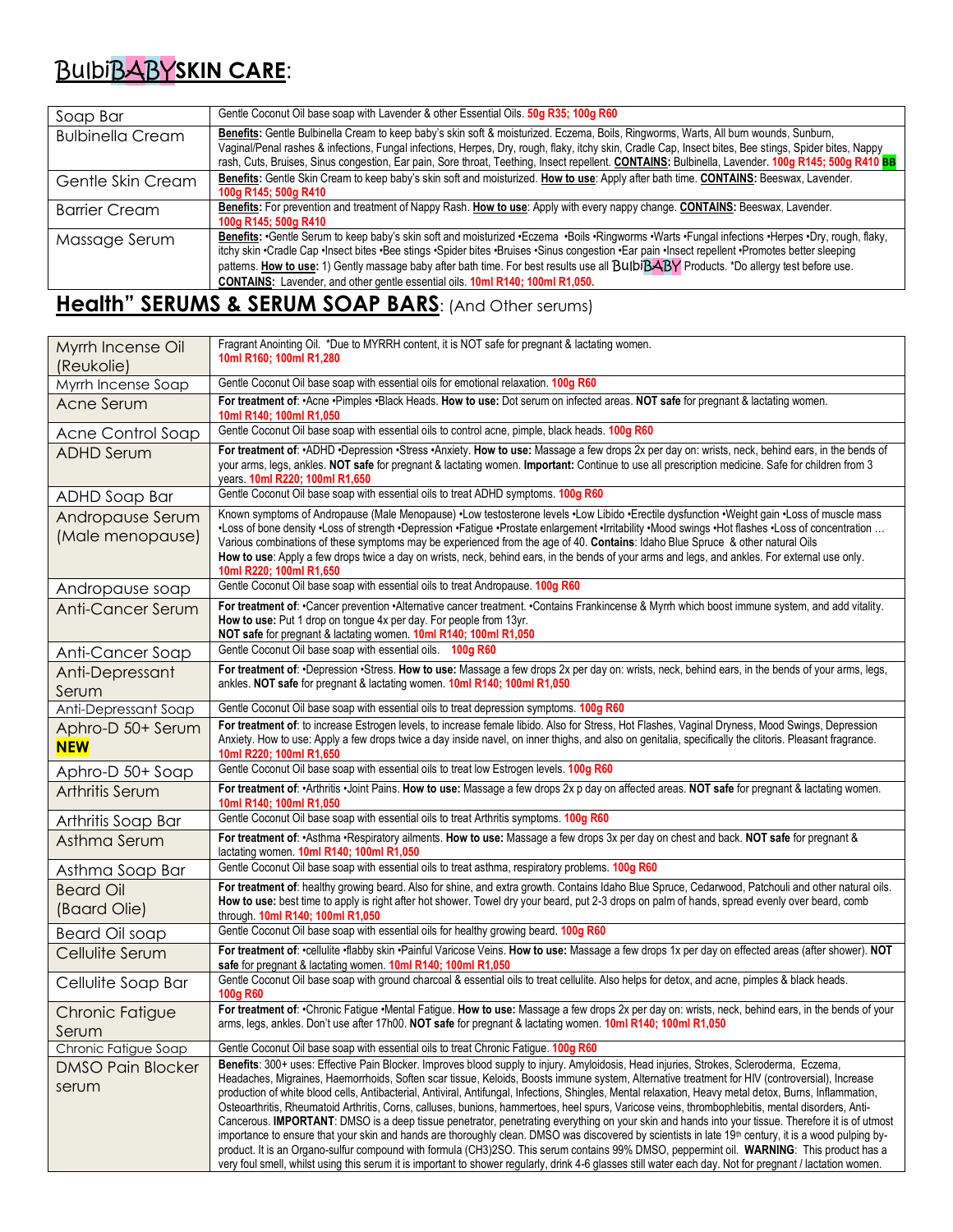# BulbiBABY SKIN CARE:

| Soap Bar | Gentle Coconut Oil base soap with Lavender & other Essential Oils. **50g R35; 100g R60** |
|---|---|
| Bulbinella Cream | **Benefits:** Gentle Bulbinella Cream to keep baby's skin soft & moisturized. Eczema, Boils, Ringworms, Warts, All burn wounds, Sunburn, Vaginal/Penal rashes & infections, Fungal infections, Herpes, Dry, rough, flaky, itchy skin, Cradle Cap, Insect bites, Bee stings, Spider bites, Nappy rash, Cuts, Bruises, Sinus congestion, Ear pain, Sore throat, Teething, Insect repellent. **CONTAINS:** Bulbinella, Lavender. **100g R145; 500g R410** **BB** |
| Gentle Skin Cream | **Benefits:** Gentle Skin Cream to keep baby's skin soft and moisturized. **How to use**: Apply after bath time. **CONTAINS:** Beeswax, Lavender. **100g R145; 500g R410** |
| Barrier Cream | **Benefits:** For prevention and treatment of Nappy Rash. **How to use**: Apply with every nappy change. **CONTAINS:** Beeswax, Lavender. **100g R145; 500g R410** |
| Massage Serum | **Benefits:** •Gentle Serum to keep baby's skin soft and moisturized •Eczema •Boils •Ringworms •Warts •Fungal infections •Herpes •Dry, rough, flaky, itchy skin •Cradle Cap •Insect bites •Bee stings •Spider bites •Bruises •Sinus congestion •Ear pain •Insect repellent •Promotes better sleeping patterns. **How to use:** 1) Gently massage baby after bath time. For best results use all BulbiBABY Products. *Do allergy test before use. **CONTAINS:** Lavender, and other gentle essential oils. **10ml R140; 100ml R1,050.** |

## Health" SERUMS & SERUM SOAP BARS: (And Other serums)

| Myrrh Incense Oil (Reukolie) | Fragrant Anointing Oil. *Due to MYRRH content, it is NOT safe for pregnant & lactating women. **10ml R160; 100ml R1,280** |
|---|---|
| Myrrh Incense Soap | Gentle Coconut Oil base soap with essential oils for emotional relaxation. **100g R60** |
| Acne Serum | **For treatment of**: •Acne •Pimples •Black Heads. **How to use:** Dot serum on infected areas. **NOT safe** for pregnant & lactating women. **10ml R140; 100ml R1,050** |
| Acne Control Soap | Gentle Coconut Oil base soap with essential oils to control acne, pimple, black heads. **100g R60** |
| ADHD Serum | **For treatment of**: •ADHD •Depression •Stress •Anxiety. **How to use:** Massage a few drops 2x per day on: wrists, neck, behind ears, in the bends of your arms, legs, ankles. **NOT safe** for pregnant & lactating women. **Important:** Continue to use all prescription medicine. Safe for children from 3 years. **10ml R220; 100ml R1,650** |
| ADHD Soap Bar | Gentle Coconut Oil base soap with essential oils to treat ADHD symptoms. **100g R60** |
| Andropause Serum (Male menopause) | Known symptoms of Andropause (Male Menopause) •Low testosterone levels •Low Libido •Erectile dysfunction •Weight gain •Loss of muscle mass •Loss of bone density •Loss of strength •Depression •Fatigue •Prostate enlargement •Irritability •Mood swings •Hot flashes •Loss of concentration … Various combinations of these symptoms may be experienced from the age of 40. **Contains**: Idaho Blue Spruce & other natural Oils **How to use**: Apply a few drops twice a day on wrists, neck, behind ears, in the bends of your arms and legs, and ankles. For external use only. **10ml R220; 100ml R1,650** |
| Andropause soap | Gentle Coconut Oil base soap with essential oils to treat Andropause. **100g R60** |
| Anti-Cancer Serum | **For treatment of**: •Cancer prevention •Alternative cancer treatment. •Contains Frankincense & Myrrh which boost immune system, and add vitality. **How to use:** Put 1 drop on tongue 4x per day. For people from 13yr. **NOT safe** for pregnant & lactating women. **10ml R140; 100ml R1,050** |
| Anti-Cancer Soap | Gentle Coconut Oil base soap with essential oils. **100g R60** |
| Anti-Depressant Serum | **For treatment of**: •Depression •Stress. **How to use:** Massage a few drops 2x per day on: wrists, neck, behind ears, in the bends of your arms, legs, ankles. **NOT safe** for pregnant & lactating women. **10ml R140; 100ml R1,050** |
| Anti-Depressant Soap | Gentle Coconut Oil base soap with essential oils to treat depression symptoms. **100g R60** |
| Aphro-D 50+ Serum **NEW** | **For treatment of**: to increase Estrogen levels, to increase female libido. Also for Stress, Hot Flashes, Vaginal Dryness, Mood Swings, Depression Anxiety. How to use: Apply a few drops twice a day inside navel, on inner thighs, and also on genitalia, specifically the clitoris. Pleasant fragrance. **10ml R220; 100ml R1,650** |
| Aphro-D 50+ Soap | Gentle Coconut Oil base soap with essential oils to treat low Estrogen levels. **100g R60** |
| Arthritis Serum | **For treatment of**: •Arthritis •Joint Pains. **How to use:** Massage a few drops 2x p day on affected areas. **NOT safe** for pregnant & lactating women. **10ml R140; 100ml R1,050** |
| Arthritis Soap Bar | Gentle Coconut Oil base soap with essential oils to treat Arthritis symptoms. **100g R60** |
| Asthma Serum | **For treatment of**: •Asthma •Respiratory ailments. **How to use:** Massage a few drops 3x per day on chest and back. **NOT safe** for pregnant & lactating women. **10ml R140; 100ml R1,050** |
| Asthma Soap Bar | Gentle Coconut Oil base soap with essential oils to treat asthma, respiratory problems. **100g R60** |
| Beard Oil (Baard Olie) | **For treatment of**: healthy growing beard. Also for shine, and extra growth. Contains Idaho Blue Spruce, Cedarwood, Patchouli and other natural oils. **How to use:** best time to apply is right after hot shower. Towel dry your beard, put 2-3 drops on palm of hands, spread evenly over beard, comb through. **10ml R140; 100ml R1,050** |
| Beard Oil soap | Gentle Coconut Oil base soap with essential oils for healthy growing beard. **100g R60** |
| Cellulite Serum | **For treatment of**: •cellulite •flabby skin •Painful Varicose Veins. **How to use:** Massage a few drops 1x per day on effected areas (after shower). **NOT safe** for pregnant & lactating women. **10ml R140; 100ml R1,050** |
| Cellulite Soap Bar | Gentle Coconut Oil base soap with ground charcoal & essential oils to treat cellulite. Also helps for detox, and acne, pimples & black heads. **100g R60** |
| Chronic Fatigue Serum | **For treatment of**: •Chronic Fatigue •Mental Fatigue. **How to use:** Massage a few drops 2x per day on: wrists, neck, behind ears, in the bends of your arms, legs, ankles. Don't use after 17h00. **NOT safe** for pregnant & lactating women. **10ml R140; 100ml R1,050** |
| Chronic Fatigue Soap | Gentle Coconut Oil base soap with essential oils to treat Chronic Fatigue. **100g R60** |
| DMSO Pain Blocker serum | **Benefits**: 300+ uses: Effective Pain Blocker. Improves blood supply to injury. Amyloidosis, Head injuries, Strokes, Scleroderma, Eczema, Headaches, Migraines, Haemorrhoids, Soften scar tissue, Keloids, Boosts immune system, Alternative treatment for HIV (controversial), Increase production of white blood cells, Antibacterial, Antiviral, Antifungal, Infections, Shingles, Mental relaxation, Heavy metal detox, Burns, Inflammation, Osteoarthritis, Rheumatoid Arthritis, Corns, calluses, bunions, hammertoes, heel spurs, Varicose veins, thrombophlebitis, mental disorders, Anti-Cancerous. **IMPORTANT**: DMSO is a deep tissue penetrator, penetrating everything on your skin and hands into your tissue. Therefore it is of utmost importance to ensure that your skin and hands are thoroughly clean. DMSO was discovered by scientists in late 19th century, it is a wood pulping by-product. It is an Organo-sulfur compound with formula $(CH_3)_2SO$. This serum contains 99% DMSO, peppermint oil. **WARNING**: This product has a very foul smell, whilst using this serum it is important to shower regularly, drink 4-6 glasses still water each day. Not for pregnant / lactation women. |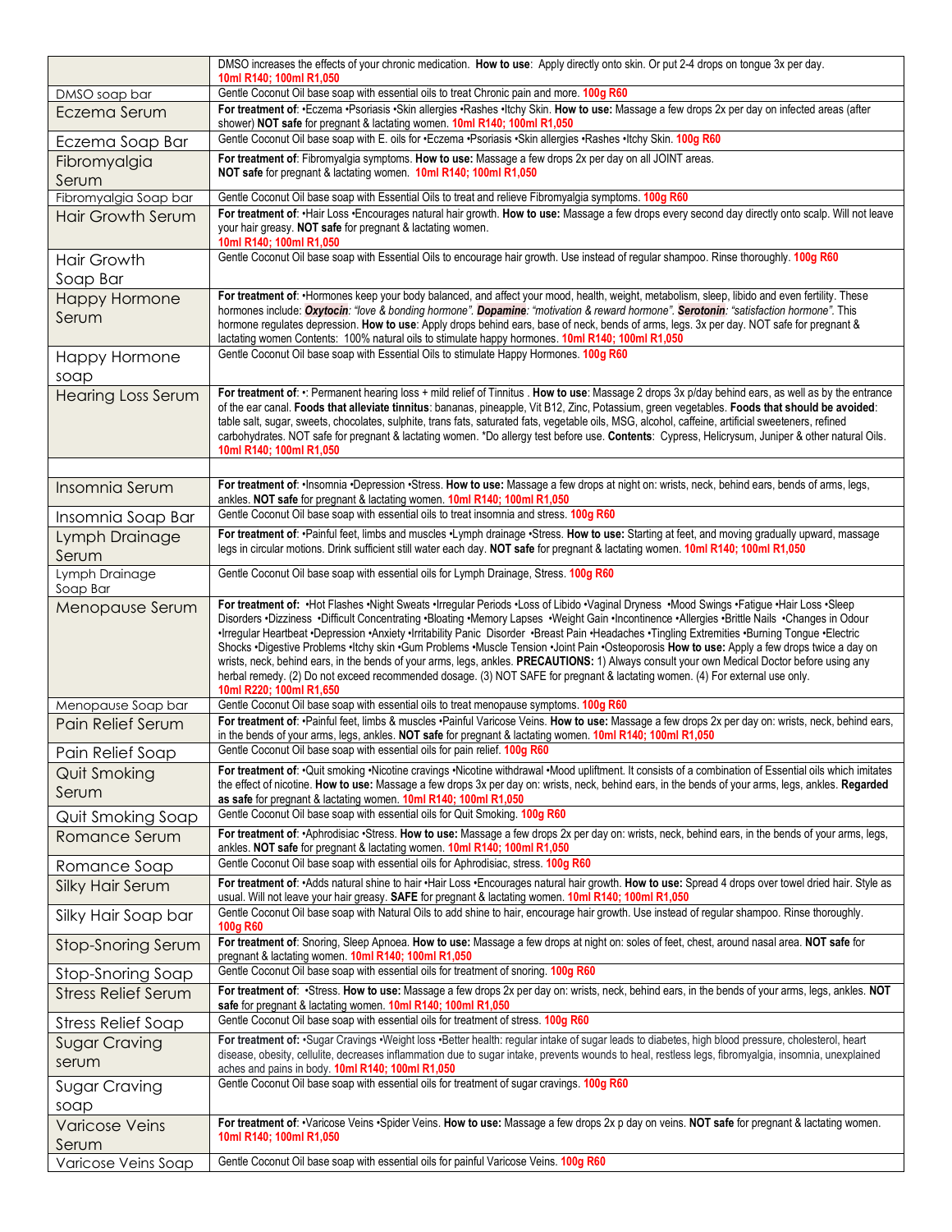| | |
|---|---|
| | DMSO increases the effects of your chronic medication. **How to use**: Apply directly onto skin. Or put 2-4 drops on tongue 3x per day. **10ml R140; 100ml R1,050** |
| DMSO soap bar | Gentle Coconut Oil base soap with essential oils to treat Chronic pain and more. **100g R60** |
| Eczema Serum | **For treatment of**: •Eczema •Psoriasis •Skin allergies •Rashes •Itchy Skin. **How to use:** Massage a few drops 2x per day on infected areas (after shower) **NOT safe** for pregnant & lactating women. **10ml R140; 100ml R1,050** |
| Eczema Soap Bar | Gentle Coconut Oil base soap with E. oils for •Eczema •Psoriasis •Skin allergies •Rashes •Itchy Skin. **100g R60** |
| Fibromyalgia Serum | **For treatment of**: Fibromyalgia symptoms. **How to use:** Massage a few drops 2x per day on all JOINT areas. **NOT safe** for pregnant & lactating women. **10ml R140; 100ml R1,050** |
| Fibromyalgia Soap bar | Gentle Coconut Oil base soap with Essential Oils to treat and relieve Fibromyalgia symptoms. **100g R60** |
| Hair Growth Serum | **For treatment of**: •Hair Loss •Encourages natural hair growth. **How to use:** Massage a few drops every second day directly onto scalp. Will not leave your hair greasy. **NOT safe** for pregnant & lactating women. **10ml R140; 100ml R1,050** |
| Hair Growth Soap Bar | Gentle Coconut Oil base soap with Essential Oils to encourage hair growth. Use instead of regular shampoo. Rinse thoroughly. **100g R60** |
| Happy Hormone Serum | **For treatment of**: •Hormones keep your body balanced, and affect your mood, health, weight, metabolism, sleep, libido and even fertility. These hormones include: ***Oxytocin**: "love & bonding hormone"*. ***Dopamine**: "motivation & reward hormone"*. ***Serotonin**: "satisfaction hormone"*. This hormone regulates depression. **How to use**: Apply drops behind ears, base of neck, bends of arms, legs. 3x per day. NOT safe for pregnant & lactating women Contents: 100% natural oils to stimulate happy hormones. **10ml R140; 100ml R1,050** |
| Happy Hormone soap | Gentle Coconut Oil base soap with Essential Oils to stimulate Happy Hormones. **100g R60** |
| Hearing Loss Serum | **For treatment of**: •: Permanent hearing loss + mild relief of Tinnitus . **How to use**: Massage 2 drops 3x p/day behind ears, as well as by the entrance of the ear canal. **Foods that alleviate tinnitus**: bananas, pineapple, Vit B12, Zinc, Potassium, green vegetables. **Foods that should be avoided**: table salt, sugar, sweets, chocolates, sulphite, trans fats, saturated fats, vegetable oils, MSG, alcohol, caffeine, artificial sweeteners, refined carbohydrates. NOT safe for pregnant & lactating women. *Do allergy test before use. **Contents**: Cypress, Helicrysum, Juniper & other natural Oils. **10ml R140; 100ml R1,050** |
| | |
| Insomnia Serum | **For treatment of**: •Insomnia •Depression •Stress. **How to use:** Massage a few drops at night on: wrists, neck, behind ears, bends of arms, legs, ankles. **NOT safe** for pregnant & lactating women. **10ml R140; 100ml R1,050** |
| Insomnia Soap Bar | Gentle Coconut Oil base soap with essential oils to treat insomnia and stress. **100g R60** |
| Lymph Drainage Serum | **For treatment of**: •Painful feet, limbs and muscles •Lymph drainage •Stress. **How to use:** Starting at feet, and moving gradually upward, massage legs in circular motions. Drink sufficient still water each day. **NOT safe** for pregnant & lactating women. **10ml R140; 100ml R1,050** |
| Lymph Drainage Soap Bar | Gentle Coconut Oil base soap with essential oils for Lymph Drainage, Stress. **100g R60** |
| Menopause Serum | **For treatment of:** •Hot Flashes •Night Sweats •Irregular Periods •Loss of Libido •Vaginal Dryness •Mood Swings •Fatigue •Hair Loss •Sleep Disorders •Dizziness •Difficult Concentrating •Bloating •Memory Lapses •Weight Gain •Incontinence •Allergies •Brittle Nails •Changes in Odour •Irregular Heartbeat •Depression •Anxiety •Irritability Panic Disorder •Breast Pain •Headaches •Tingling Extremities •Burning Tongue •Electric Shocks •Digestive Problems •Itchy skin •Gum Problems •Muscle Tension •Joint Pain •Osteoporosis **How to use:** Apply a few drops twice a day on wrists, neck, behind ears, in the bends of your arms, legs, ankles. **PRECAUTIONS:** 1) Always consult your own Medical Doctor before using any herbal remedy. (2) Do not exceed recommended dosage. (3) NOT SAFE for pregnant & lactating women. (4) For external use only. **10ml R220; 100ml R1,650** |
| Menopause Soap bar | Gentle Coconut Oil base soap with essential oils to treat menopause symptoms. **100g R60** |
| Pain Relief Serum | **For treatment of**: •Painful feet, limbs & muscles •Painful Varicose Veins. **How to use:** Massage a few drops 2x per day on: wrists, neck, behind ears, in the bends of your arms, legs, ankles. **NOT safe** for pregnant & lactating women. **10ml R140; 100ml R1,050** |
| Pain Relief Soap | Gentle Coconut Oil base soap with essential oils for pain relief. **100g R60** |
| Quit Smoking Serum | **For treatment of**: •Quit smoking •Nicotine cravings •Nicotine withdrawal •Mood upliftment. It consists of a combination of Essential oils which imitates the effect of nicotine. **How to use:** Massage a few drops 3x per day on: wrists, neck, behind ears, in the bends of your arms, legs, ankles. **Regarded as safe** for pregnant & lactating women. **10ml R140; 100ml R1,050** |
| Quit Smoking Soap | Gentle Coconut Oil base soap with essential oils for Quit Smoking. **100g R60** |
| Romance Serum | **For treatment of**: •Aphrodisiac •Stress. **How to use:** Massage a few drops 2x per day on: wrists, neck, behind ears, in the bends of your arms, legs, ankles. **NOT safe** for pregnant & lactating women. **10ml R140; 100ml R1,050** |
| Romance Soap | Gentle Coconut Oil base soap with essential oils for Aphrodisiac, stress. **100g R60** |
| Silky Hair Serum | **For treatment of**: •Adds natural shine to hair •Hair Loss •Encourages natural hair growth. **How to use:** Spread 4 drops over towel dried hair. Style as usual. Will not leave your hair greasy. **SAFE** for pregnant & lactating women. **10ml R140; 100ml R1,050** |
| Silky Hair Soap bar | Gentle Coconut Oil base soap with Natural Oils to add shine to hair, encourage hair growth. Use instead of regular shampoo. Rinse thoroughly. **100g R60** |
| Stop-Snoring Serum | **For treatment of**: Snoring, Sleep Apnoea. **How to use:** Massage a few drops at night on: soles of feet, chest, around nasal area. **NOT safe** for pregnant & lactating women. **10ml R140; 100ml R1,050** |
| Stop-Snoring Soap | Gentle Coconut Oil base soap with essential oils for treatment of snoring. **100g R60** |
| Stress Relief Serum | **For treatment of**: •Stress. **How to use:** Massage a few drops 2x per day on: wrists, neck, behind ears, in the bends of your arms, legs, ankles. **NOT safe** for pregnant & lactating women. **10ml R140; 100ml R1,050** |
| Stress Relief Soap | Gentle Coconut Oil base soap with essential oils for treatment of stress. **100g R60** |
| Sugar Craving serum | **For treatment of:** •Sugar Cravings •Weight loss •Better health: regular intake of sugar leads to diabetes, high blood pressure, cholesterol, heart disease, obesity, cellulite, decreases inflammation due to sugar intake, prevents wounds to heal, restless legs, fibromyalgia, insomnia, unexplained aches and pains in body. **10ml R140; 100ml R1,050** |
| Sugar Craving soap | Gentle Coconut Oil base soap with essential oils for treatment of sugar cravings. **100g R60** |
| Varicose Veins Serum | **For treatment of**: •Varicose Veins •Spider Veins. **How to use:** Massage a few drops 2x p day on veins. **NOT safe** for pregnant & lactating women. **10ml R140; 100ml R1,050** |
| Varicose Veins Soap | Gentle Coconut Oil base soap with essential oils for painful Varicose Veins. **100g R60** |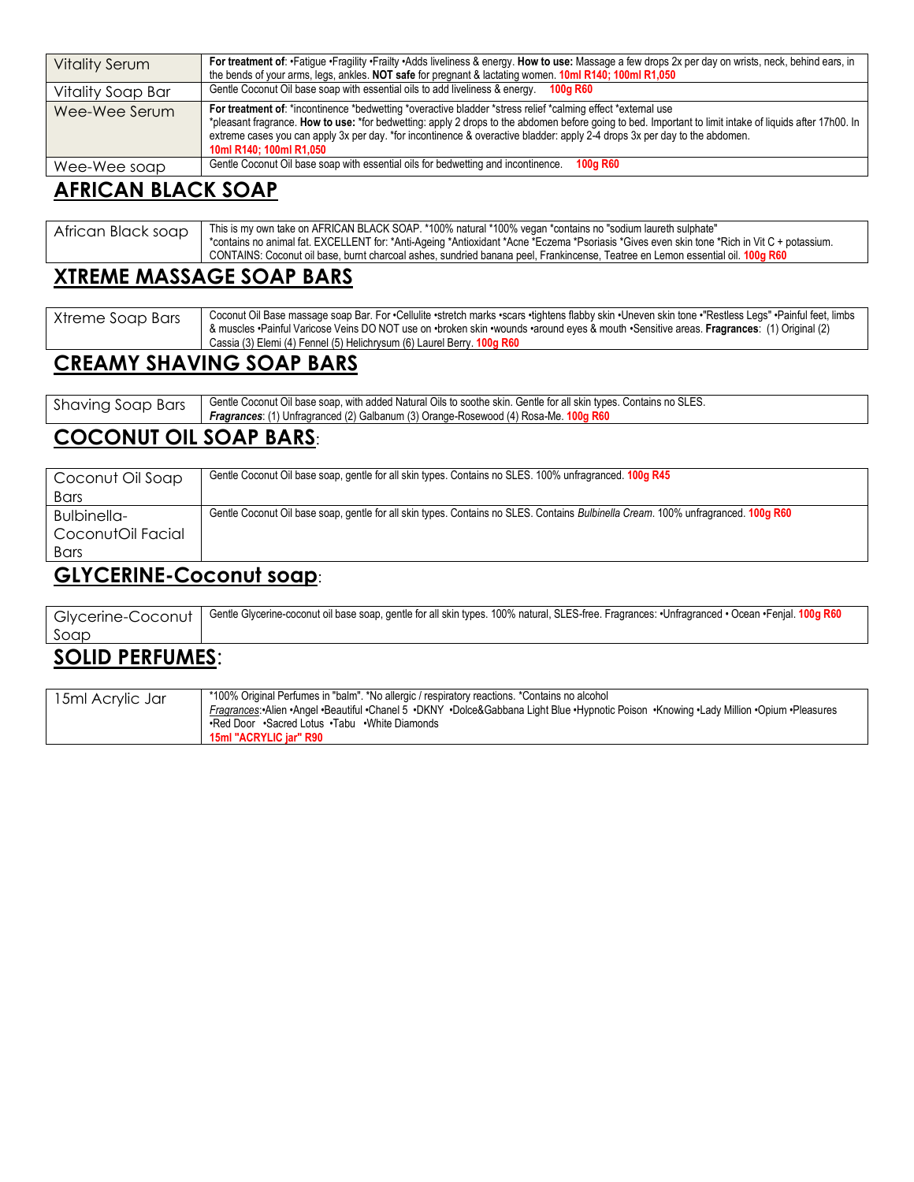| | |
|---|---|
| Vitality Serum | **For treatment of**: •Fatigue •Fragility •Frailty •Adds liveliness & energy. **How to use:** Massage a few drops 2x per day on wrists, neck, behind ears, in the bends of your arms, legs, ankles. **NOT safe** for pregnant & lactating women. **10ml R140; 100ml R1,050** |
| Vitality Soap Bar | Gentle Coconut Oil base soap with essential oils to add liveliness & energy. **100g R60** |
| Wee-Wee Serum | **For treatment of**: *incontinence *bedwetting *overactive bladder *stress relief *calming effect *external use *pleasant fragrance. **How to use:** *for bedwetting: apply 2 drops to the abdomen before going to bed. Important to limit intake of liquids after 17h00. In extreme cases you can apply 3x per day. *for incontinence & overactive bladder: apply 2-4 drops 3x per day to the abdomen. **10ml R140; 100ml R1,050** |
| Wee-Wee soap | Gentle Coconut Oil base soap with essential oils for bedwetting and incontinence. **100g R60** |

## AFRICAN BLACK SOAP

| | |
|---|---|
| African Black soap | This is my own take on AFRICAN BLACK SOAP. *100% natural *100% vegan *contains no "sodium laureth sulphate" *contains no animal fat. EXCELLENT for: *Anti-Ageing *Antioxidant *Acne *Eczema *Psoriasis *Gives even skin tone *Rich in Vit C + potassium. CONTAINS: Coconut oil base, burnt charcoal ashes, sundried banana peel, Frankincense, Teatree en Lemon essential oil. **100g R60** |

## XTREME MASSAGE SOAP BARS

| | |
|---|---|
| Xtreme Soap Bars | Coconut Oil Base massage soap Bar. For •Cellulite •stretch marks •scars •tightens flabby skin •Uneven skin tone •"Restless Legs" •Painful feet, limbs & muscles •Painful Varicose Veins DO NOT use on •broken skin •wounds •around eyes & mouth •Sensitive areas. **Fragrances**: (1) Original (2) Cassia (3) Elemi (4) Fennel (5) Helichrysum (6) Laurel Berry. **100g R60** |

## CREAMY SHAVING SOAP BARS

| | |
|---|---|
| Shaving Soap Bars | Gentle Coconut Oil base soap, with added Natural Oils to soothe skin. Gentle for all skin types. Contains no SLES. ***Fragrances***: (1) Unfragranced (2) Galbanum (3) Orange-Rosewood (4) Rosa-Me. **100g R60** |

## COCONUT OIL SOAP BARS:

| | |
|---|---|
| Coconut Oil Soap Bars | Gentle Coconut Oil base soap, gentle for all skin types. Contains no SLES. 100% unfragranced. **100g R45** |
| Bulbinella-CoconutOil Facial Bars | Gentle Coconut Oil base soap, gentle for all skin types. Contains no SLES. Contains *Bulbinella Cream*. 100% unfragranced. **100g R60** |

## GLYCERINE-Coconut soap:

| | |
|---|---|
| Glycerine-Coconut Soap | Gentle Glycerine-coconut oil base soap, gentle for all skin types. 100% natural, SLES-free. Fragrances: •Unfragranced • Ocean •Fenjal. **100g R60** |

## SOLID PERFUMES:

| | |
|---|---|
| 15ml Acrylic Jar | *100% Original Perfumes in "balm". *No allergic / respiratory reactions. *Contains no alcohol *Fragrances*:•Alien •Angel •Beautiful •Chanel 5 •DKNY •Dolce&Gabbana Light Blue •Hypnotic Poison •Knowing •Lady Million •Opium •Pleasures •Red Door •Sacred Lotus •Tabu •White Diamonds **15ml "ACRYLIC jar" R90** |